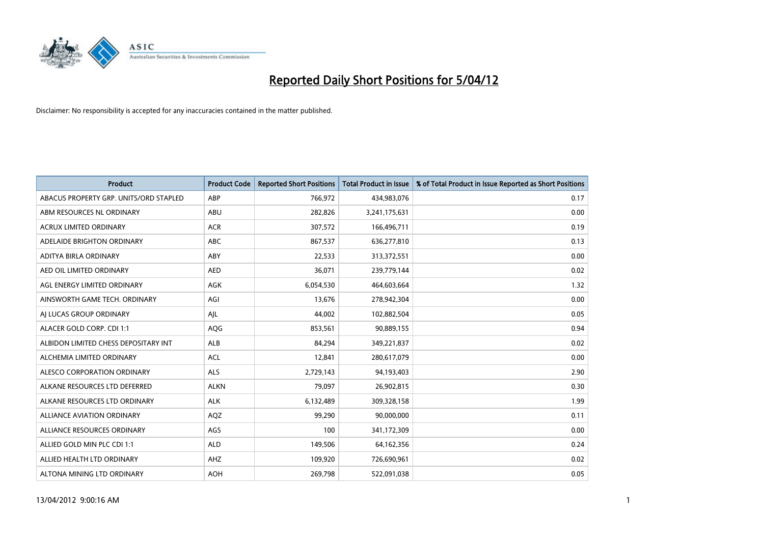# Reported Daily Short Positions for 5/04/12

Disclaimer: No responsibility is accepted for any inaccuracies contained in the matter published.

| Product | Product Code | Reported Short Positions | Total Product in Issue | % of Total Product in Issue Reported as Short Positions |
|---|---|---|---|---|
| ABACUS PROPERTY GRP. UNITS/ORD STAPLED | ABP | 766,972 | 434,983,076 | 0.17 |
| ABM RESOURCES NL ORDINARY | ABU | 282,826 | 3,241,175,631 | 0.00 |
| ACRUX LIMITED ORDINARY | ACR | 307,572 | 166,496,711 | 0.19 |
| ADELAIDE BRIGHTON ORDINARY | ABC | 867,537 | 636,277,810 | 0.13 |
| ADITYA BIRLA ORDINARY | ABY | 22,533 | 313,372,551 | 0.00 |
| AED OIL LIMITED ORDINARY | AED | 36,071 | 239,779,144 | 0.02 |
| AGL ENERGY LIMITED ORDINARY | AGK | 6,054,530 | 464,603,664 | 1.32 |
| AINSWORTH GAME TECH. ORDINARY | AGI | 13,676 | 278,942,304 | 0.00 |
| AJ LUCAS GROUP ORDINARY | AJL | 44,002 | 102,882,504 | 0.05 |
| ALACER GOLD CORP. CDI 1:1 | AQG | 853,561 | 90,889,155 | 0.94 |
| ALBIDON LIMITED CHESS DEPOSITARY INT | ALB | 84,294 | 349,221,837 | 0.02 |
| ALCHEMIA LIMITED ORDINARY | ACL | 12,841 | 280,617,079 | 0.00 |
| ALESCO CORPORATION ORDINARY | ALS | 2,729,143 | 94,193,403 | 2.90 |
| ALKANE RESOURCES LTD DEFERRED | ALKN | 79,097 | 26,902,815 | 0.30 |
| ALKANE RESOURCES LTD ORDINARY | ALK | 6,132,489 | 309,328,158 | 1.99 |
| ALLIANCE AVIATION ORDINARY | AQZ | 99,290 | 90,000,000 | 0.11 |
| ALLIANCE RESOURCES ORDINARY | AGS | 100 | 341,172,309 | 0.00 |
| ALLIED GOLD MIN PLC CDI 1:1 | ALD | 149,506 | 64,162,356 | 0.24 |
| ALLIED HEALTH LTD ORDINARY | AHZ | 109,920 | 726,690,961 | 0.02 |
| ALTONA MINING LTD ORDINARY | AOH | 269,798 | 522,091,038 | 0.05 |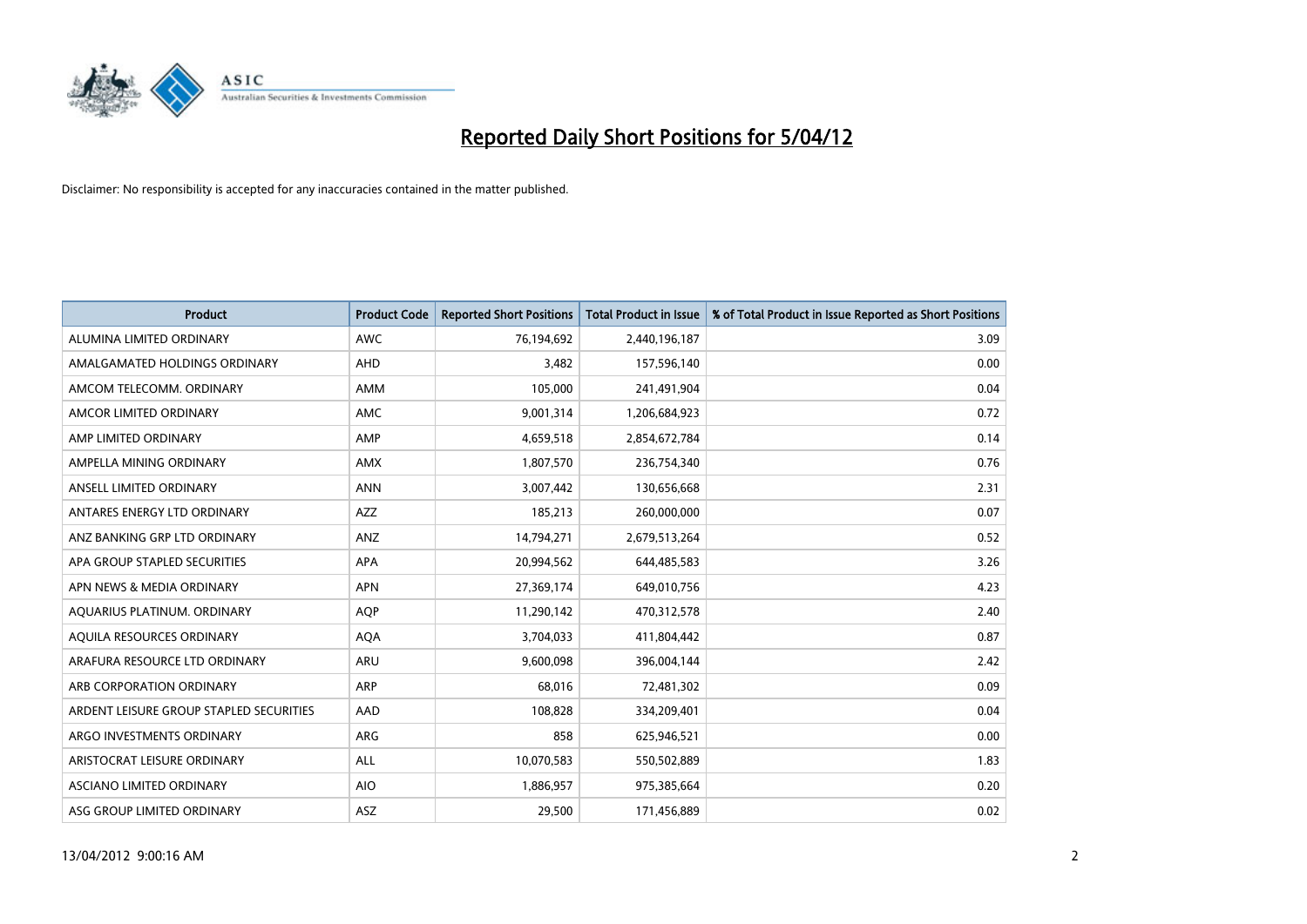# Reported Daily Short Positions for 5/04/12

Disclaimer: No responsibility is accepted for any inaccuracies contained in the matter published.

| Product | Product Code | Reported Short Positions | Total Product in Issue | % of Total Product in Issue Reported as Short Positions |
|---|---|---|---|---|
| ALUMINA LIMITED ORDINARY | AWC | 76,194,692 | 2,440,196,187 | 3.09 |
| AMALGAMATED HOLDINGS ORDINARY | AHD | 3,482 | 157,596,140 | 0.00 |
| AMCOM TELECOMM. ORDINARY | AMM | 105,000 | 241,491,904 | 0.04 |
| AMCOR LIMITED ORDINARY | AMC | 9,001,314 | 1,206,684,923 | 0.72 |
| AMP LIMITED ORDINARY | AMP | 4,659,518 | 2,854,672,784 | 0.14 |
| AMPELLA MINING ORDINARY | AMX | 1,807,570 | 236,754,340 | 0.76 |
| ANSELL LIMITED ORDINARY | ANN | 3,007,442 | 130,656,668 | 2.31 |
| ANTARES ENERGY LTD ORDINARY | AZZ | 185,213 | 260,000,000 | 0.07 |
| ANZ BANKING GRP LTD ORDINARY | ANZ | 14,794,271 | 2,679,513,264 | 0.52 |
| APA GROUP STAPLED SECURITIES | APA | 20,994,562 | 644,485,583 | 3.26 |
| APN NEWS & MEDIA ORDINARY | APN | 27,369,174 | 649,010,756 | 4.23 |
| AQUARIUS PLATINUM. ORDINARY | AQP | 11,290,142 | 470,312,578 | 2.40 |
| AQUILA RESOURCES ORDINARY | AQA | 3,704,033 | 411,804,442 | 0.87 |
| ARAFURA RESOURCE LTD ORDINARY | ARU | 9,600,098 | 396,004,144 | 2.42 |
| ARB CORPORATION ORDINARY | ARP | 68,016 | 72,481,302 | 0.09 |
| ARDENT LEISURE GROUP STAPLED SECURITIES | AAD | 108,828 | 334,209,401 | 0.04 |
| ARGO INVESTMENTS ORDINARY | ARG | 858 | 625,946,521 | 0.00 |
| ARISTOCRAT LEISURE ORDINARY | ALL | 10,070,583 | 550,502,889 | 1.83 |
| ASCIANO LIMITED ORDINARY | AIO | 1,886,957 | 975,385,664 | 0.20 |
| ASG GROUP LIMITED ORDINARY | ASZ | 29,500 | 171,456,889 | 0.02 |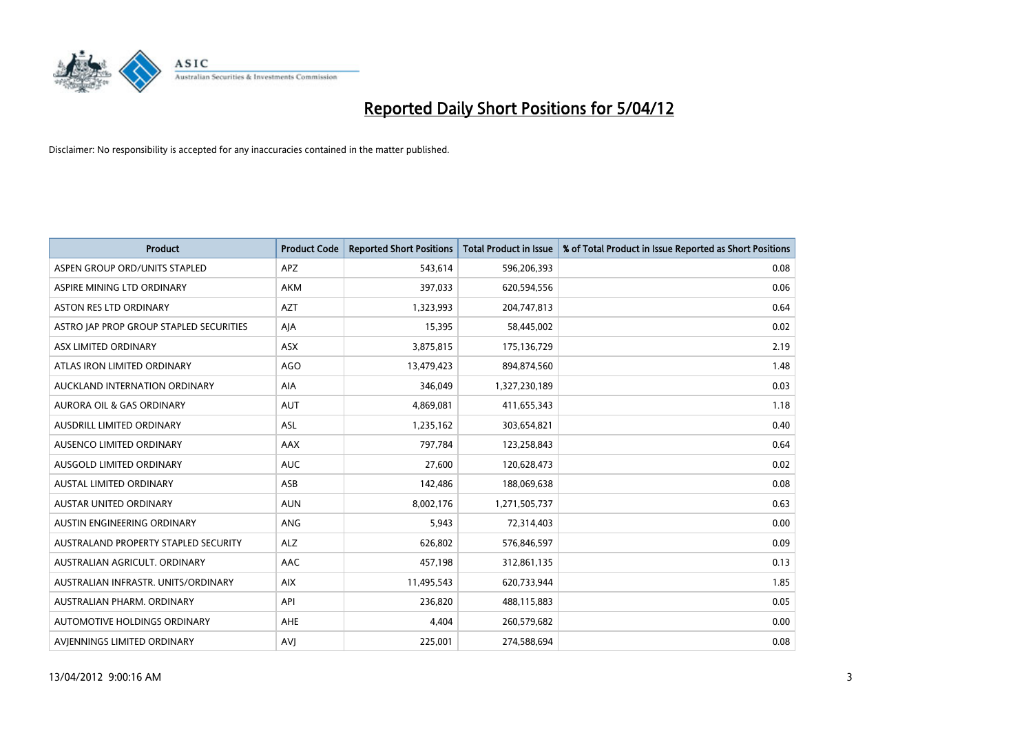# Reported Daily Short Positions for 5/04/12

Disclaimer: No responsibility is accepted for any inaccuracies contained in the matter published.

| Product | Product Code | Reported Short Positions | Total Product in Issue | % of Total Product in Issue Reported as Short Positions |
|---|---|---|---|---|
| ASPEN GROUP ORD/UNITS STAPLED | APZ | 543,614 | 596,206,393 | 0.08 |
| ASPIRE MINING LTD ORDINARY | AKM | 397,033 | 620,594,556 | 0.06 |
| ASTON RES LTD ORDINARY | AZT | 1,323,993 | 204,747,813 | 0.64 |
| ASTRO JAP PROP GROUP STAPLED SECURITIES | AJA | 15,395 | 58,445,002 | 0.02 |
| ASX LIMITED ORDINARY | ASX | 3,875,815 | 175,136,729 | 2.19 |
| ATLAS IRON LIMITED ORDINARY | AGO | 13,479,423 | 894,874,560 | 1.48 |
| AUCKLAND INTERNATION ORDINARY | AIA | 346,049 | 1,327,230,189 | 0.03 |
| AURORA OIL & GAS ORDINARY | AUT | 4,869,081 | 411,655,343 | 1.18 |
| AUSDRILL LIMITED ORDINARY | ASL | 1,235,162 | 303,654,821 | 0.40 |
| AUSENCO LIMITED ORDINARY | AAX | 797,784 | 123,258,843 | 0.64 |
| AUSGOLD LIMITED ORDINARY | AUC | 27,600 | 120,628,473 | 0.02 |
| AUSTAL LIMITED ORDINARY | ASB | 142,486 | 188,069,638 | 0.08 |
| AUSTAR UNITED ORDINARY | AUN | 8,002,176 | 1,271,505,737 | 0.63 |
| AUSTIN ENGINEERING ORDINARY | ANG | 5,943 | 72,314,403 | 0.00 |
| AUSTRALAND PROPERTY STAPLED SECURITY | ALZ | 626,802 | 576,846,597 | 0.09 |
| AUSTRALIAN AGRICULT. ORDINARY | AAC | 457,198 | 312,861,135 | 0.13 |
| AUSTRALIAN INFRASTR. UNITS/ORDINARY | AIX | 11,495,543 | 620,733,944 | 1.85 |
| AUSTRALIAN PHARM. ORDINARY | API | 236,820 | 488,115,883 | 0.05 |
| AUTOMOTIVE HOLDINGS ORDINARY | AHE | 4,404 | 260,579,682 | 0.00 |
| AVJENNINGS LIMITED ORDINARY | AVJ | 225,001 | 274,588,694 | 0.08 |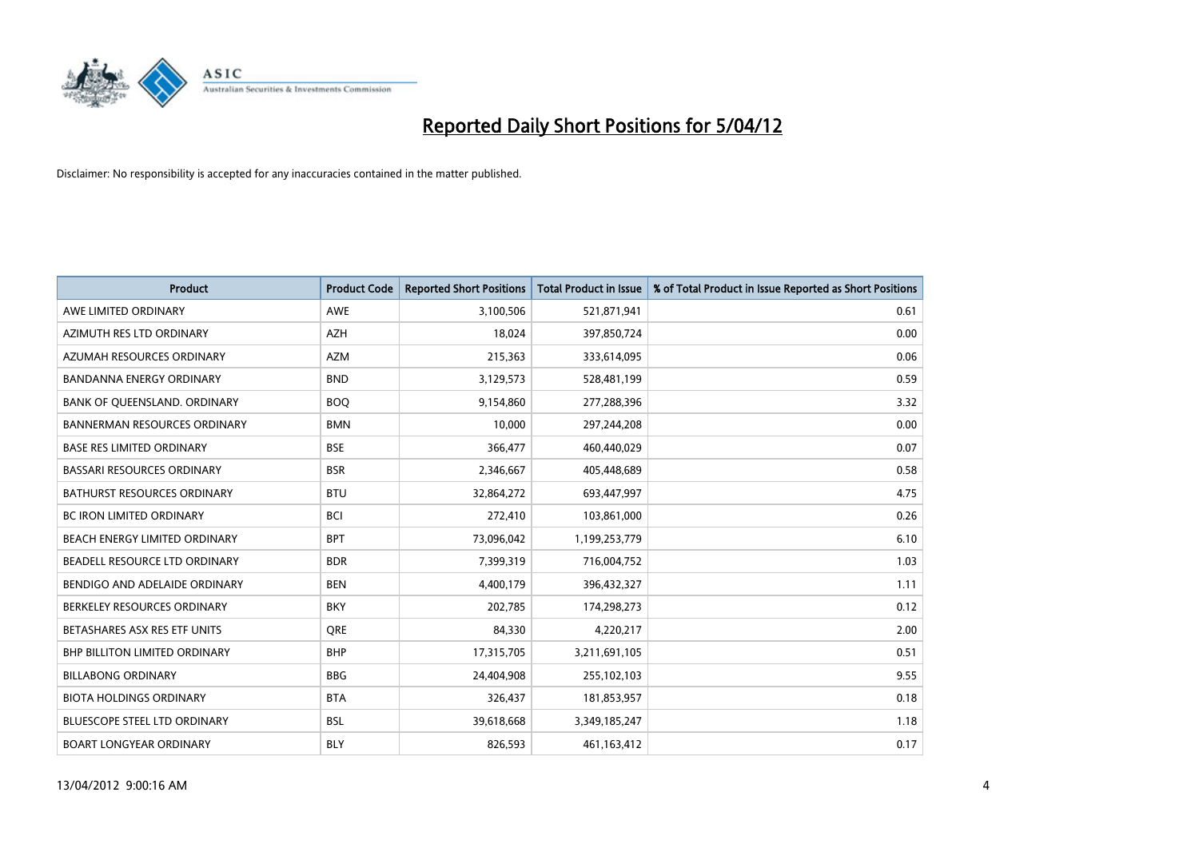# Reported Daily Short Positions for 5/04/12

Disclaimer: No responsibility is accepted for any inaccuracies contained in the matter published.

| Product | Product Code | Reported Short Positions | Total Product in Issue | % of Total Product in Issue Reported as Short Positions |
|---|---|---|---|---|
| AWE LIMITED ORDINARY | AWE | 3,100,506 | 521,871,941 | 0.61 |
| AZIMUTH RES LTD ORDINARY | AZH | 18,024 | 397,850,724 | 0.00 |
| AZUMAH RESOURCES ORDINARY | AZM | 215,363 | 333,614,095 | 0.06 |
| BANDANNA ENERGY ORDINARY | BND | 3,129,573 | 528,481,199 | 0.59 |
| BANK OF QUEENSLAND. ORDINARY | BOQ | 9,154,860 | 277,288,396 | 3.32 |
| BANNERMAN RESOURCES ORDINARY | BMN | 10,000 | 297,244,208 | 0.00 |
| BASE RES LIMITED ORDINARY | BSE | 366,477 | 460,440,029 | 0.07 |
| BASSARI RESOURCES ORDINARY | BSR | 2,346,667 | 405,448,689 | 0.58 |
| BATHURST RESOURCES ORDINARY | BTU | 32,864,272 | 693,447,997 | 4.75 |
| BC IRON LIMITED ORDINARY | BCI | 272,410 | 103,861,000 | 0.26 |
| BEACH ENERGY LIMITED ORDINARY | BPT | 73,096,042 | 1,199,253,779 | 6.10 |
| BEADELL RESOURCE LTD ORDINARY | BDR | 7,399,319 | 716,004,752 | 1.03 |
| BENDIGO AND ADELAIDE ORDINARY | BEN | 4,400,179 | 396,432,327 | 1.11 |
| BERKELEY RESOURCES ORDINARY | BKY | 202,785 | 174,298,273 | 0.12 |
| BETASHARES ASX RES ETF UNITS | QRE | 84,330 | 4,220,217 | 2.00 |
| BHP BILLITON LIMITED ORDINARY | BHP | 17,315,705 | 3,211,691,105 | 0.51 |
| BILLABONG ORDINARY | BBG | 24,404,908 | 255,102,103 | 9.55 |
| BIOTA HOLDINGS ORDINARY | BTA | 326,437 | 181,853,957 | 0.18 |
| BLUESCOPE STEEL LTD ORDINARY | BSL | 39,618,668 | 3,349,185,247 | 1.18 |
| BOART LONGYEAR ORDINARY | BLY | 826,593 | 461,163,412 | 0.17 |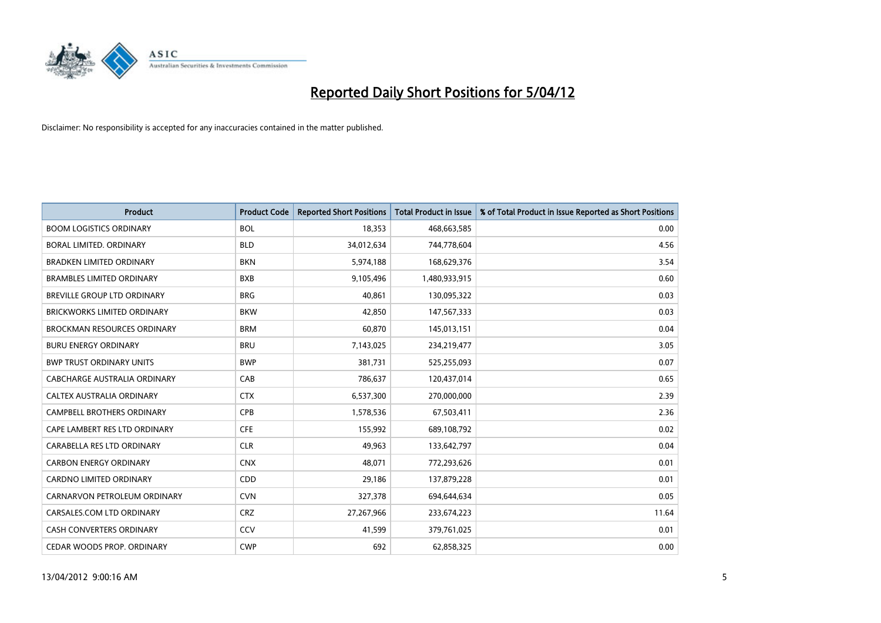# Reported Daily Short Positions for 5/04/12

Disclaimer: No responsibility is accepted for any inaccuracies contained in the matter published.

| Product | Product Code | Reported Short Positions | Total Product in Issue | % of Total Product in Issue Reported as Short Positions |
|---|---|---|---|---|
| BOOM LOGISTICS ORDINARY | BOL | 18,353 | 468,663,585 | 0.00 |
| BORAL LIMITED. ORDINARY | BLD | 34,012,634 | 744,778,604 | 4.56 |
| BRADKEN LIMITED ORDINARY | BKN | 5,974,188 | 168,629,376 | 3.54 |
| BRAMBLES LIMITED ORDINARY | BXB | 9,105,496 | 1,480,933,915 | 0.60 |
| BREVILLE GROUP LTD ORDINARY | BRG | 40,861 | 130,095,322 | 0.03 |
| BRICKWORKS LIMITED ORDINARY | BKW | 42,850 | 147,567,333 | 0.03 |
| BROCKMAN RESOURCES ORDINARY | BRM | 60,870 | 145,013,151 | 0.04 |
| BURU ENERGY ORDINARY | BRU | 7,143,025 | 234,219,477 | 3.05 |
| BWP TRUST ORDINARY UNITS | BWP | 381,731 | 525,255,093 | 0.07 |
| CABCHARGE AUSTRALIA ORDINARY | CAB | 786,637 | 120,437,014 | 0.65 |
| CALTEX AUSTRALIA ORDINARY | CTX | 6,537,300 | 270,000,000 | 2.39 |
| CAMPBELL BROTHERS ORDINARY | CPB | 1,578,536 | 67,503,411 | 2.36 |
| CAPE LAMBERT RES LTD ORDINARY | CFE | 155,992 | 689,108,792 | 0.02 |
| CARABELLA RES LTD ORDINARY | CLR | 49,963 | 133,642,797 | 0.04 |
| CARBON ENERGY ORDINARY | CNX | 48,071 | 772,293,626 | 0.01 |
| CARDNO LIMITED ORDINARY | CDD | 29,186 | 137,879,228 | 0.01 |
| CARNARVON PETROLEUM ORDINARY | CVN | 327,378 | 694,644,634 | 0.05 |
| CARSALES.COM LTD ORDINARY | CRZ | 27,267,966 | 233,674,223 | 11.64 |
| CASH CONVERTERS ORDINARY | CCV | 41,599 | 379,761,025 | 0.01 |
| CEDAR WOODS PROP. ORDINARY | CWP | 692 | 62,858,325 | 0.00 |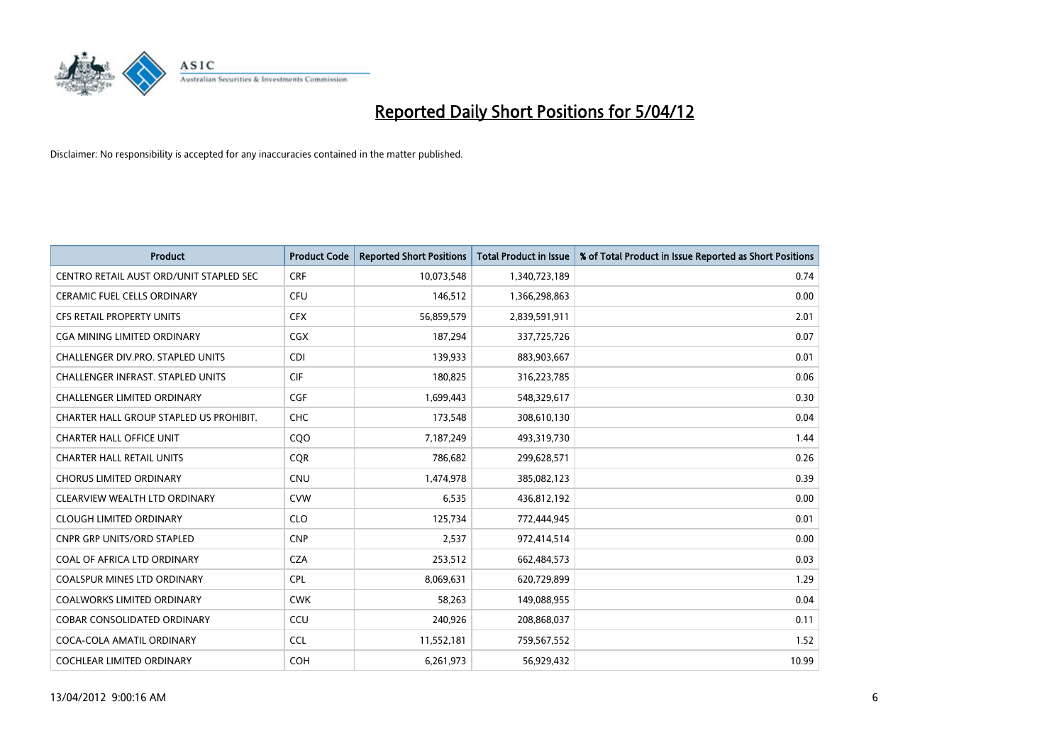# Reported Daily Short Positions for 5/04/12

Disclaimer: No responsibility is accepted for any inaccuracies contained in the matter published.

| Product | Product Code | Reported Short Positions | Total Product in Issue | % of Total Product in Issue Reported as Short Positions |
|---|---|---|---|---|
| CENTRO RETAIL AUST ORD/UNIT STAPLED SEC | CRF | 10,073,548 | 1,340,723,189 | 0.74 |
| CERAMIC FUEL CELLS ORDINARY | CFU | 146,512 | 1,366,298,863 | 0.00 |
| CFS RETAIL PROPERTY UNITS | CFX | 56,859,579 | 2,839,591,911 | 2.01 |
| CGA MINING LIMITED ORDINARY | CGX | 187,294 | 337,725,726 | 0.07 |
| CHALLENGER DIV.PRO. STAPLED UNITS | CDI | 139,933 | 883,903,667 | 0.01 |
| CHALLENGER INFRAST. STAPLED UNITS | CIF | 180,825 | 316,223,785 | 0.06 |
| CHALLENGER LIMITED ORDINARY | CGF | 1,699,443 | 548,329,617 | 0.30 |
| CHARTER HALL GROUP STAPLED US PROHIBIT. | CHC | 173,548 | 308,610,130 | 0.04 |
| CHARTER HALL OFFICE UNIT | CQO | 7,187,249 | 493,319,730 | 1.44 |
| CHARTER HALL RETAIL UNITS | CQR | 786,682 | 299,628,571 | 0.26 |
| CHORUS LIMITED ORDINARY | CNU | 1,474,978 | 385,082,123 | 0.39 |
| CLEARVIEW WEALTH LTD ORDINARY | CVW | 6,535 | 436,812,192 | 0.00 |
| CLOUGH LIMITED ORDINARY | CLO | 125,734 | 772,444,945 | 0.01 |
| CNPR GRP UNITS/ORD STAPLED | CNP | 2,537 | 972,414,514 | 0.00 |
| COAL OF AFRICA LTD ORDINARY | CZA | 253,512 | 662,484,573 | 0.03 |
| COALSPUR MINES LTD ORDINARY | CPL | 8,069,631 | 620,729,899 | 1.29 |
| COALWORKS LIMITED ORDINARY | CWK | 58,263 | 149,088,955 | 0.04 |
| COBAR CONSOLIDATED ORDINARY | CCU | 240,926 | 208,868,037 | 0.11 |
| COCA-COLA AMATIL ORDINARY | CCL | 11,552,181 | 759,567,552 | 1.52 |
| COCHLEAR LIMITED ORDINARY | COH | 6,261,973 | 56,929,432 | 10.99 |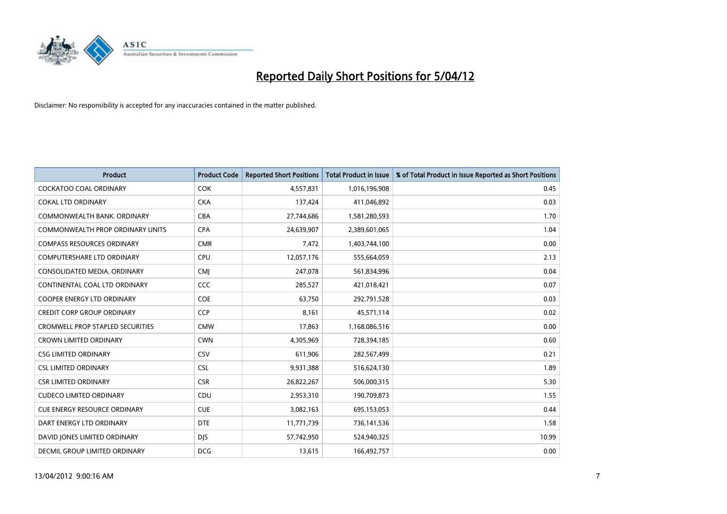# Reported Daily Short Positions for 5/04/12

Disclaimer: No responsibility is accepted for any inaccuracies contained in the matter published.

| Product | Product Code | Reported Short Positions | Total Product in Issue | % of Total Product in Issue Reported as Short Positions |
|---|---|---|---|---|
| COCKATOO COAL ORDINARY | COK | 4,557,831 | 1,016,196,908 | 0.45 |
| COKAL LTD ORDINARY | CKA | 137,424 | 411,046,892 | 0.03 |
| COMMONWEALTH BANK. ORDINARY | CBA | 27,744,686 | 1,581,280,593 | 1.70 |
| COMMONWEALTH PROP ORDINARY UNITS | CPA | 24,639,907 | 2,389,601,065 | 1.04 |
| COMPASS RESOURCES ORDINARY | CMR | 7,472 | 1,403,744,100 | 0.00 |
| COMPUTERSHARE LTD ORDINARY | CPU | 12,057,176 | 555,664,059 | 2.13 |
| CONSOLIDATED MEDIA. ORDINARY | CMJ | 247,078 | 561,834,996 | 0.04 |
| CONTINENTAL COAL LTD ORDINARY | CCC | 285,527 | 421,018,421 | 0.07 |
| COOPER ENERGY LTD ORDINARY | COE | 63,750 | 292,791,528 | 0.03 |
| CREDIT CORP GROUP ORDINARY | CCP | 8,161 | 45,571,114 | 0.02 |
| CROMWELL PROP STAPLED SECURITIES | CMW | 17,863 | 1,168,086,516 | 0.00 |
| CROWN LIMITED ORDINARY | CWN | 4,305,969 | 728,394,185 | 0.60 |
| CSG LIMITED ORDINARY | CSV | 611,906 | 282,567,499 | 0.21 |
| CSL LIMITED ORDINARY | CSL | 9,931,388 | 516,624,130 | 1.89 |
| CSR LIMITED ORDINARY | CSR | 26,822,267 | 506,000,315 | 5.30 |
| CUDECO LIMITED ORDINARY | CDU | 2,953,310 | 190,709,873 | 1.55 |
| CUE ENERGY RESOURCE ORDINARY | CUE | 3,082,163 | 695,153,053 | 0.44 |
| DART ENERGY LTD ORDINARY | DTE | 11,771,739 | 736,141,536 | 1.58 |
| DAVID JONES LIMITED ORDINARY | DJS | 57,742,950 | 524,940,325 | 10.99 |
| DECMIL GROUP LIMITED ORDINARY | DCG | 13,615 | 166,492,757 | 0.00 |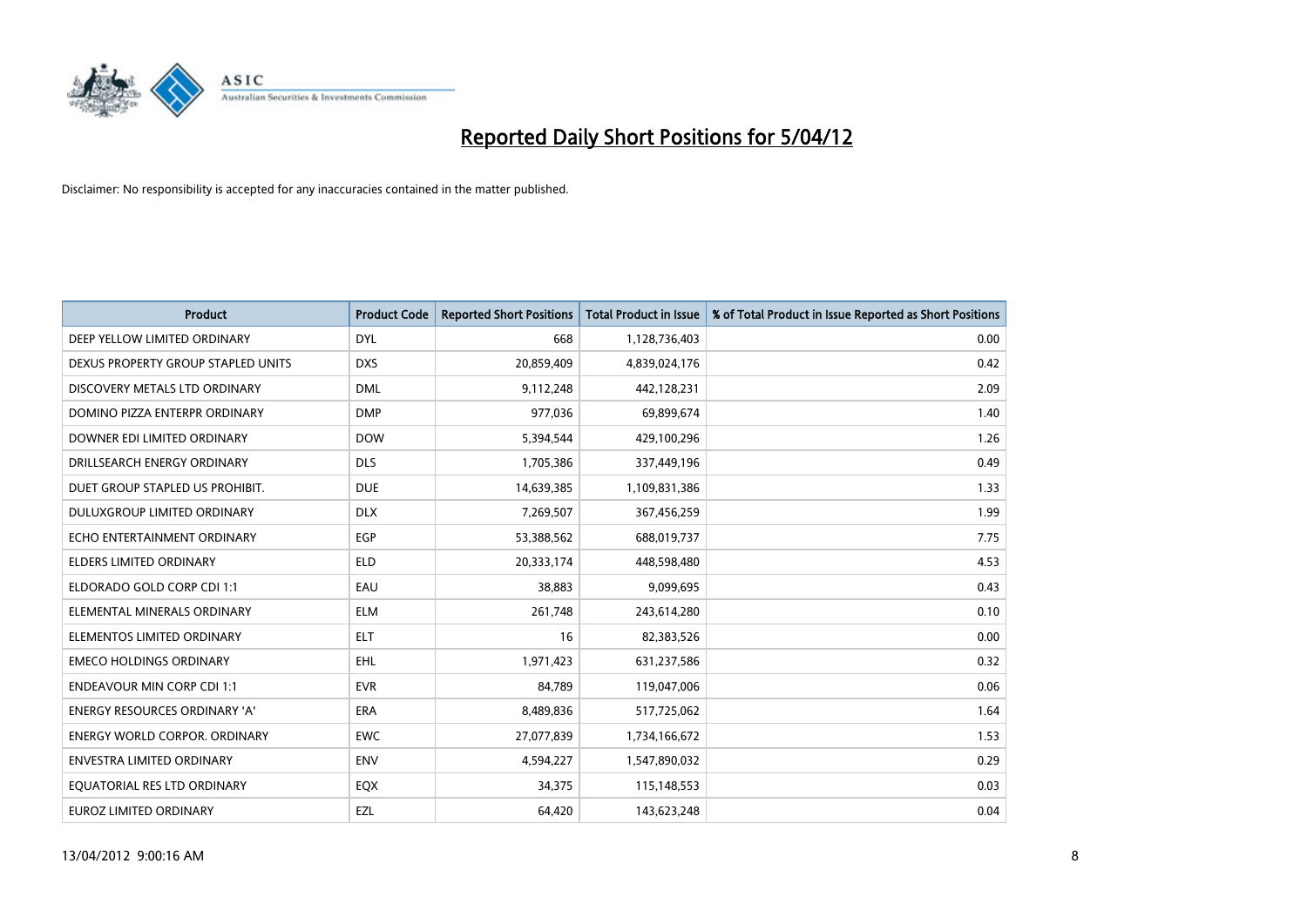# Reported Daily Short Positions for 5/04/12

Disclaimer: No responsibility is accepted for any inaccuracies contained in the matter published.

| Product | Product Code | Reported Short Positions | Total Product in Issue | % of Total Product in Issue Reported as Short Positions |
|---|---|---|---|---|
| DEEP YELLOW LIMITED ORDINARY | DYL | 668 | 1,128,736,403 | 0.00 |
| DEXUS PROPERTY GROUP STAPLED UNITS | DXS | 20,859,409 | 4,839,024,176 | 0.42 |
| DISCOVERY METALS LTD ORDINARY | DML | 9,112,248 | 442,128,231 | 2.09 |
| DOMINO PIZZA ENTERPR ORDINARY | DMP | 977,036 | 69,899,674 | 1.40 |
| DOWNER EDI LIMITED ORDINARY | DOW | 5,394,544 | 429,100,296 | 1.26 |
| DRILLSEARCH ENERGY ORDINARY | DLS | 1,705,386 | 337,449,196 | 0.49 |
| DUET GROUP STAPLED US PROHIBIT. | DUE | 14,639,385 | 1,109,831,386 | 1.33 |
| DULUXGROUP LIMITED ORDINARY | DLX | 7,269,507 | 367,456,259 | 1.99 |
| ECHO ENTERTAINMENT ORDINARY | EGP | 53,388,562 | 688,019,737 | 7.75 |
| ELDERS LIMITED ORDINARY | ELD | 20,333,174 | 448,598,480 | 4.53 |
| ELDORADO GOLD CORP CDI 1:1 | EAU | 38,883 | 9,099,695 | 0.43 |
| ELEMENTAL MINERALS ORDINARY | ELM | 261,748 | 243,614,280 | 0.10 |
| ELEMENTOS LIMITED ORDINARY | ELT | 16 | 82,383,526 | 0.00 |
| EMECO HOLDINGS ORDINARY | EHL | 1,971,423 | 631,237,586 | 0.32 |
| ENDEAVOUR MIN CORP CDI 1:1 | EVR | 84,789 | 119,047,006 | 0.06 |
| ENERGY RESOURCES ORDINARY 'A' | ERA | 8,489,836 | 517,725,062 | 1.64 |
| ENERGY WORLD CORPOR. ORDINARY | EWC | 27,077,839 | 1,734,166,672 | 1.53 |
| ENVESTRA LIMITED ORDINARY | ENV | 4,594,227 | 1,547,890,032 | 0.29 |
| EQUATORIAL RES LTD ORDINARY | EQX | 34,375 | 115,148,553 | 0.03 |
| EUROZ LIMITED ORDINARY | EZL | 64,420 | 143,623,248 | 0.04 |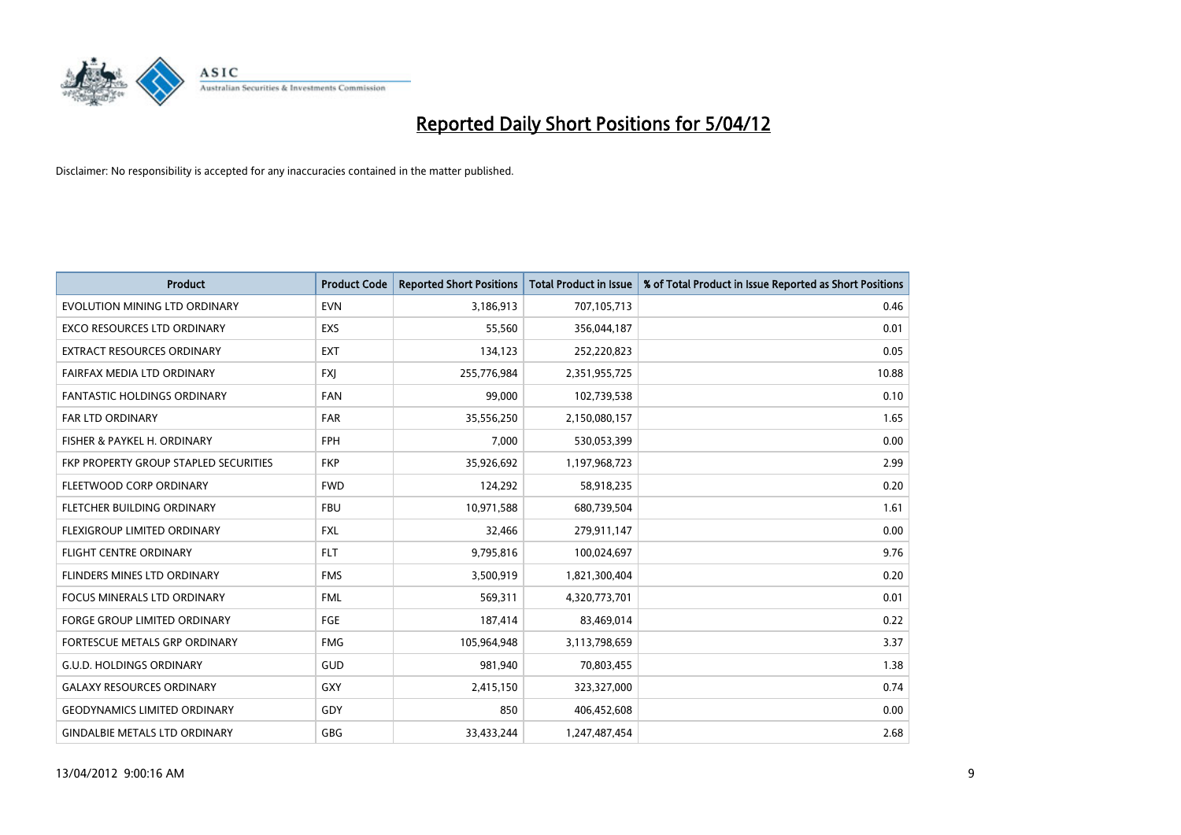# Reported Daily Short Positions for 5/04/12

Disclaimer: No responsibility is accepted for any inaccuracies contained in the matter published.

| Product | Product Code | Reported Short Positions | Total Product in Issue | % of Total Product in Issue Reported as Short Positions |
|---|---|---|---|---|
| EVOLUTION MINING LTD ORDINARY | EVN | 3,186,913 | 707,105,713 | 0.46 |
| EXCO RESOURCES LTD ORDINARY | EXS | 55,560 | 356,044,187 | 0.01 |
| EXTRACT RESOURCES ORDINARY | EXT | 134,123 | 252,220,823 | 0.05 |
| FAIRFAX MEDIA LTD ORDINARY | FXJ | 255,776,984 | 2,351,955,725 | 10.88 |
| FANTASTIC HOLDINGS ORDINARY | FAN | 99,000 | 102,739,538 | 0.10 |
| FAR LTD ORDINARY | FAR | 35,556,250 | 2,150,080,157 | 1.65 |
| FISHER & PAYKEL H. ORDINARY | FPH | 7,000 | 530,053,399 | 0.00 |
| FKP PROPERTY GROUP STAPLED SECURITIES | FKP | 35,926,692 | 1,197,968,723 | 2.99 |
| FLEETWOOD CORP ORDINARY | FWD | 124,292 | 58,918,235 | 0.20 |
| FLETCHER BUILDING ORDINARY | FBU | 10,971,588 | 680,739,504 | 1.61 |
| FLEXIGROUP LIMITED ORDINARY | FXL | 32,466 | 279,911,147 | 0.00 |
| FLIGHT CENTRE ORDINARY | FLT | 9,795,816 | 100,024,697 | 9.76 |
| FLINDERS MINES LTD ORDINARY | FMS | 3,500,919 | 1,821,300,404 | 0.20 |
| FOCUS MINERALS LTD ORDINARY | FML | 569,311 | 4,320,773,701 | 0.01 |
| FORGE GROUP LIMITED ORDINARY | FGE | 187,414 | 83,469,014 | 0.22 |
| FORTESCUE METALS GRP ORDINARY | FMG | 105,964,948 | 3,113,798,659 | 3.37 |
| G.U.D. HOLDINGS ORDINARY | GUD | 981,940 | 70,803,455 | 1.38 |
| GALAXY RESOURCES ORDINARY | GXY | 2,415,150 | 323,327,000 | 0.74 |
| GEODYNAMICS LIMITED ORDINARY | GDY | 850 | 406,452,608 | 0.00 |
| GINDALBIE METALS LTD ORDINARY | GBG | 33,433,244 | 1,247,487,454 | 2.68 |

13/04/2012 9:00:16 AM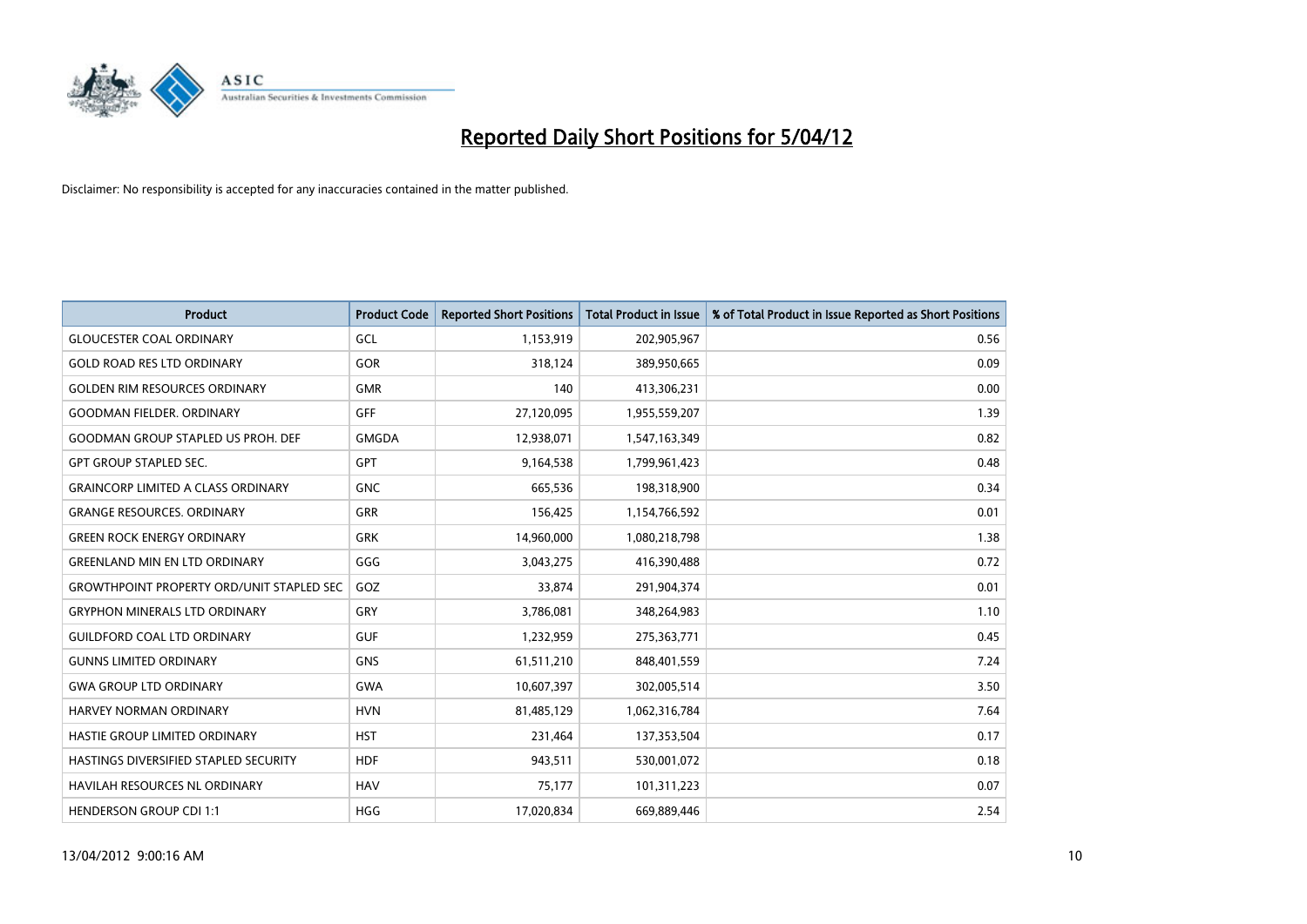# Reported Daily Short Positions for 5/04/12

Disclaimer: No responsibility is accepted for any inaccuracies contained in the matter published.

| Product | Product Code | Reported Short Positions | Total Product in Issue | % of Total Product in Issue Reported as Short Positions |
|---|---|---|---|---|
| GLOUCESTER COAL ORDINARY | GCL | 1,153,919 | 202,905,967 | 0.56 |
| GOLD ROAD RES LTD ORDINARY | GOR | 318,124 | 389,950,665 | 0.09 |
| GOLDEN RIM RESOURCES ORDINARY | GMR | 140 | 413,306,231 | 0.00 |
| GOODMAN FIELDER. ORDINARY | GFF | 27,120,095 | 1,955,559,207 | 1.39 |
| GOODMAN GROUP STAPLED US PROH. DEF | GMGDA | 12,938,071 | 1,547,163,349 | 0.82 |
| GPT GROUP STAPLED SEC. | GPT | 9,164,538 | 1,799,961,423 | 0.48 |
| GRAINCORP LIMITED A CLASS ORDINARY | GNC | 665,536 | 198,318,900 | 0.34 |
| GRANGE RESOURCES. ORDINARY | GRR | 156,425 | 1,154,766,592 | 0.01 |
| GREEN ROCK ENERGY ORDINARY | GRK | 14,960,000 | 1,080,218,798 | 1.38 |
| GREENLAND MIN EN LTD ORDINARY | GGG | 3,043,275 | 416,390,488 | 0.72 |
| GROWTHPOINT PROPERTY ORD/UNIT STAPLED SEC | GOZ | 33,874 | 291,904,374 | 0.01 |
| GRYPHON MINERALS LTD ORDINARY | GRY | 3,786,081 | 348,264,983 | 1.10 |
| GUILDFORD COAL LTD ORDINARY | GUF | 1,232,959 | 275,363,771 | 0.45 |
| GUNNS LIMITED ORDINARY | GNS | 61,511,210 | 848,401,559 | 7.24 |
| GWA GROUP LTD ORDINARY | GWA | 10,607,397 | 302,005,514 | 3.50 |
| HARVEY NORMAN ORDINARY | HVN | 81,485,129 | 1,062,316,784 | 7.64 |
| HASTIE GROUP LIMITED ORDINARY | HST | 231,464 | 137,353,504 | 0.17 |
| HASTINGS DIVERSIFIED STAPLED SECURITY | HDF | 943,511 | 530,001,072 | 0.18 |
| HAVILAH RESOURCES NL ORDINARY | HAV | 75,177 | 101,311,223 | 0.07 |
| HENDERSON GROUP CDI 1:1 | HGG | 17,020,834 | 669,889,446 | 2.54 |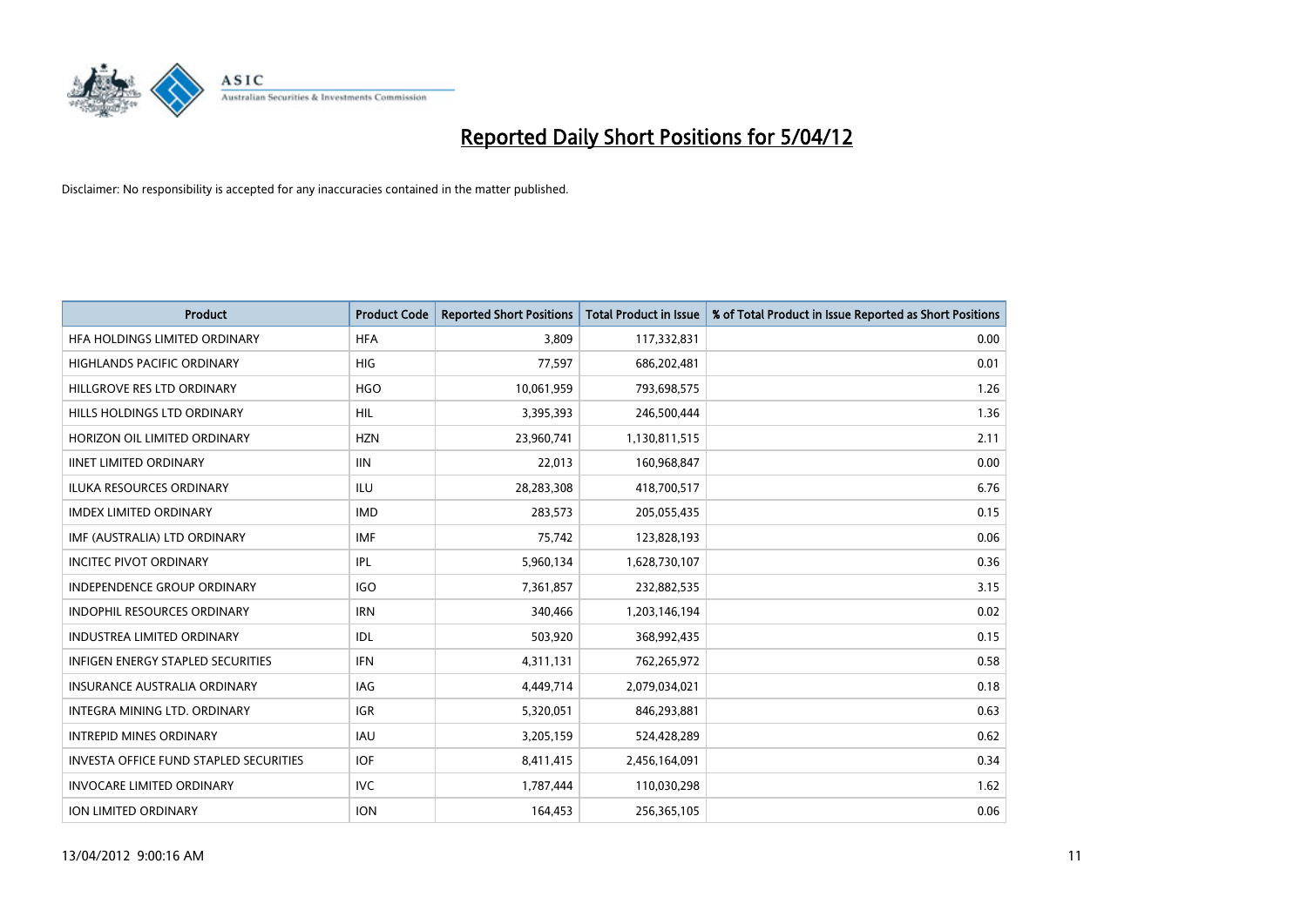# Reported Daily Short Positions for 5/04/12

Disclaimer: No responsibility is accepted for any inaccuracies contained in the matter published.

| Product | Product Code | Reported Short Positions | Total Product in Issue | % of Total Product in Issue Reported as Short Positions |
| --- | --- | --- | --- | --- |
| HFA HOLDINGS LIMITED ORDINARY | HFA | 3,809 | 117,332,831 | 0.00 |
| HIGHLANDS PACIFIC ORDINARY | HIG | 77,597 | 686,202,481 | 0.01 |
| HILLGROVE RES LTD ORDINARY | HGO | 10,061,959 | 793,698,575 | 1.26 |
| HILLS HOLDINGS LTD ORDINARY | HIL | 3,395,393 | 246,500,444 | 1.36 |
| HORIZON OIL LIMITED ORDINARY | HZN | 23,960,741 | 1,130,811,515 | 2.11 |
| IINET LIMITED ORDINARY | IIN | 22,013 | 160,968,847 | 0.00 |
| ILUKA RESOURCES ORDINARY | ILU | 28,283,308 | 418,700,517 | 6.76 |
| IMDEX LIMITED ORDINARY | IMD | 283,573 | 205,055,435 | 0.15 |
| IMF (AUSTRALIA) LTD ORDINARY | IMF | 75,742 | 123,828,193 | 0.06 |
| INCITEC PIVOT ORDINARY | IPL | 5,960,134 | 1,628,730,107 | 0.36 |
| INDEPENDENCE GROUP ORDINARY | IGO | 7,361,857 | 232,882,535 | 3.15 |
| INDOPHIL RESOURCES ORDINARY | IRN | 340,466 | 1,203,146,194 | 0.02 |
| INDUSTREA LIMITED ORDINARY | IDL | 503,920 | 368,992,435 | 0.15 |
| INFIGEN ENERGY STAPLED SECURITIES | IFN | 4,311,131 | 762,265,972 | 0.58 |
| INSURANCE AUSTRALIA ORDINARY | IAG | 4,449,714 | 2,079,034,021 | 0.18 |
| INTEGRA MINING LTD. ORDINARY | IGR | 5,320,051 | 846,293,881 | 0.63 |
| INTREPID MINES ORDINARY | IAU | 3,205,159 | 524,428,289 | 0.62 |
| INVESTA OFFICE FUND STAPLED SECURITIES | IOF | 8,411,415 | 2,456,164,091 | 0.34 |
| INVOCARE LIMITED ORDINARY | IVC | 1,787,444 | 110,030,298 | 1.62 |
| ION LIMITED ORDINARY | ION | 164,453 | 256,365,105 | 0.06 |

13/04/2012 9:00:16 AM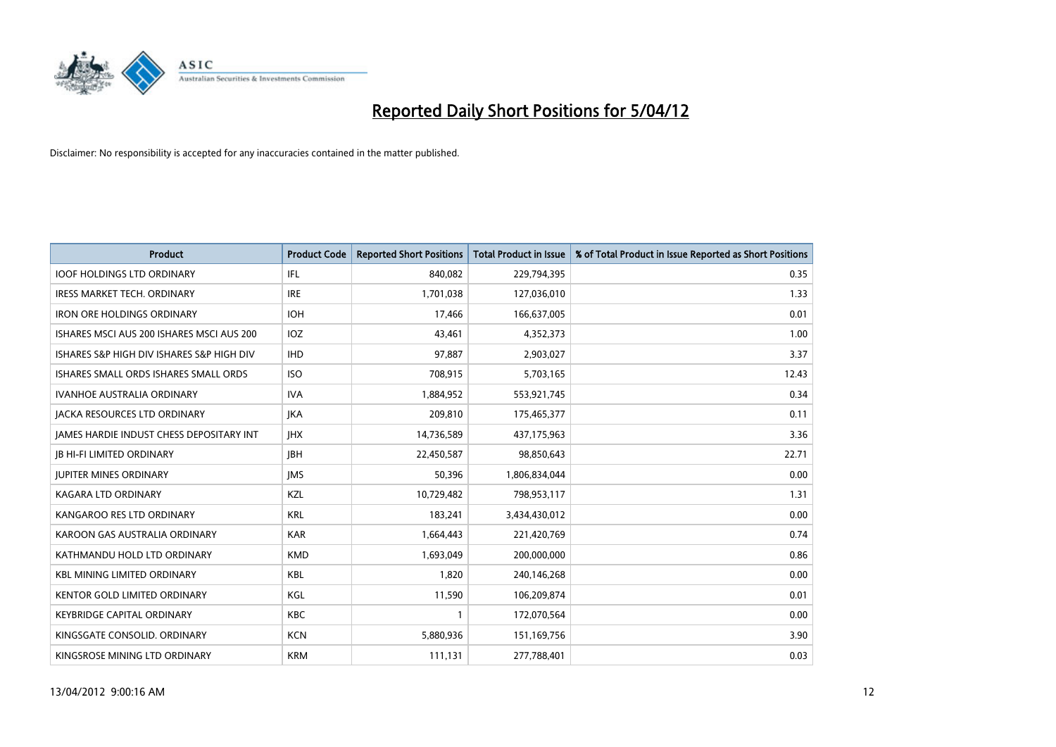# Reported Daily Short Positions for 5/04/12

Disclaimer: No responsibility is accepted for any inaccuracies contained in the matter published.

| Product | Product Code | Reported Short Positions | Total Product in Issue | % of Total Product in Issue Reported as Short Positions |
|---|---|---|---|---|
| IOOF HOLDINGS LTD ORDINARY | IFL | 840,082 | 229,794,395 | 0.35 |
| IRESS MARKET TECH. ORDINARY | IRE | 1,701,038 | 127,036,010 | 1.33 |
| IRON ORE HOLDINGS ORDINARY | IOH | 17,466 | 166,637,005 | 0.01 |
| ISHARES MSCI AUS 200 ISHARES MSCI AUS 200 | IOZ | 43,461 | 4,352,373 | 1.00 |
| ISHARES S&P HIGH DIV ISHARES S&P HIGH DIV | IHD | 97,887 | 2,903,027 | 3.37 |
| ISHARES SMALL ORDS ISHARES SMALL ORDS | ISO | 708,915 | 5,703,165 | 12.43 |
| IVANHOE AUSTRALIA ORDINARY | IVA | 1,884,952 | 553,921,745 | 0.34 |
| JACKA RESOURCES LTD ORDINARY | JKA | 209,810 | 175,465,377 | 0.11 |
| JAMES HARDIE INDUST CHESS DEPOSITARY INT | JHX | 14,736,589 | 437,175,963 | 3.36 |
| JB HI-FI LIMITED ORDINARY | JBH | 22,450,587 | 98,850,643 | 22.71 |
| JUPITER MINES ORDINARY | JMS | 50,396 | 1,806,834,044 | 0.00 |
| KAGARA LTD ORDINARY | KZL | 10,729,482 | 798,953,117 | 1.31 |
| KANGAROO RES LTD ORDINARY | KRL | 183,241 | 3,434,430,012 | 0.00 |
| KAROON GAS AUSTRALIA ORDINARY | KAR | 1,664,443 | 221,420,769 | 0.74 |
| KATHMANDU HOLD LTD ORDINARY | KMD | 1,693,049 | 200,000,000 | 0.86 |
| KBL MINING LIMITED ORDINARY | KBL | 1,820 | 240,146,268 | 0.00 |
| KENTOR GOLD LIMITED ORDINARY | KGL | 11,590 | 106,209,874 | 0.01 |
| KEYBRIDGE CAPITAL ORDINARY | KBC | 1 | 172,070,564 | 0.00 |
| KINGSGATE CONSOLID. ORDINARY | KCN | 5,880,936 | 151,169,756 | 3.90 |
| KINGSROSE MINING LTD ORDINARY | KRM | 111,131 | 277,788,401 | 0.03 |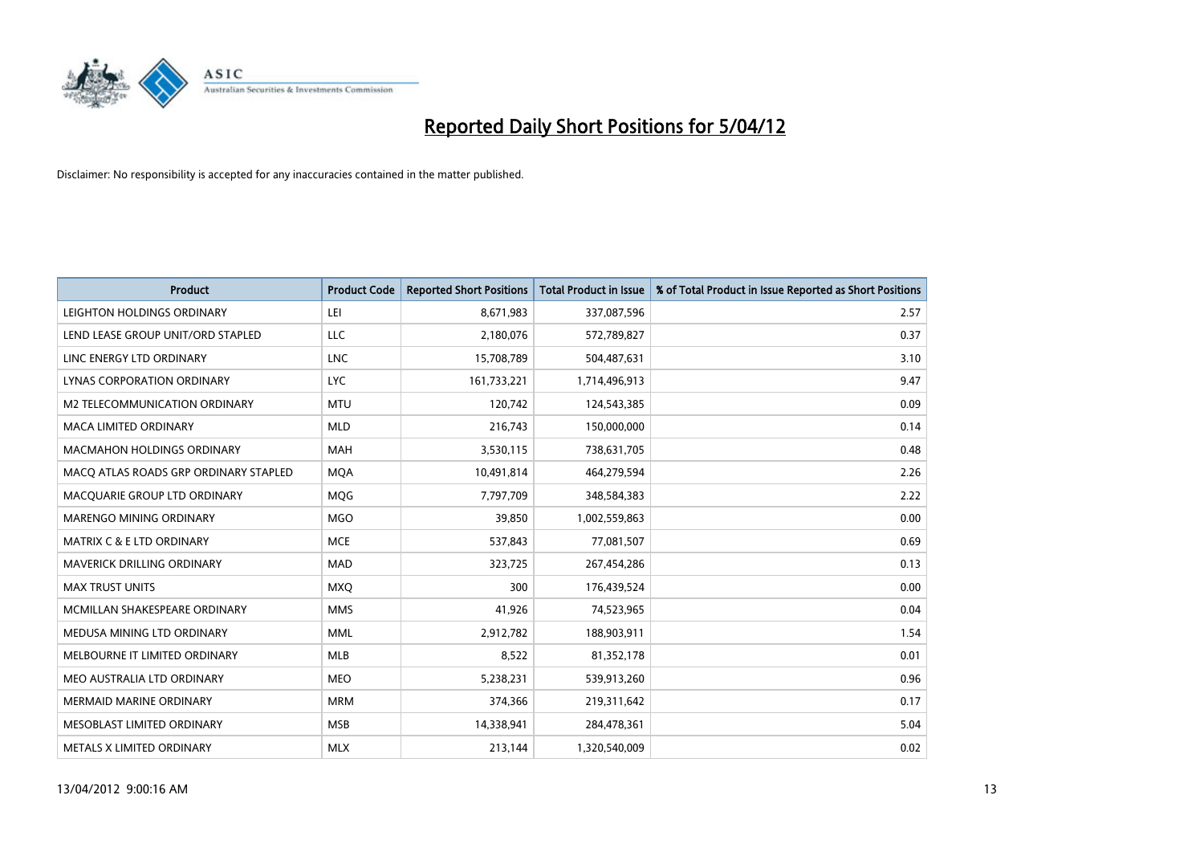# Reported Daily Short Positions for 5/04/12

Disclaimer: No responsibility is accepted for any inaccuracies contained in the matter published.

| Product | Product Code | Reported Short Positions | Total Product in Issue | % of Total Product in Issue Reported as Short Positions |
|---|---|---|---|---|
| LEIGHTON HOLDINGS ORDINARY | LEI | 8,671,983 | 337,087,596 | 2.57 |
| LEND LEASE GROUP UNIT/ORD STAPLED | LLC | 2,180,076 | 572,789,827 | 0.37 |
| LINC ENERGY LTD ORDINARY | LNC | 15,708,789 | 504,487,631 | 3.10 |
| LYNAS CORPORATION ORDINARY | LYC | 161,733,221 | 1,714,496,913 | 9.47 |
| M2 TELECOMMUNICATION ORDINARY | MTU | 120,742 | 124,543,385 | 0.09 |
| MACA LIMITED ORDINARY | MLD | 216,743 | 150,000,000 | 0.14 |
| MACMAHON HOLDINGS ORDINARY | MAH | 3,530,115 | 738,631,705 | 0.48 |
| MACQ ATLAS ROADS GRP ORDINARY STAPLED | MQA | 10,491,814 | 464,279,594 | 2.26 |
| MACQUARIE GROUP LTD ORDINARY | MQG | 7,797,709 | 348,584,383 | 2.22 |
| MARENGO MINING ORDINARY | MGO | 39,850 | 1,002,559,863 | 0.00 |
| MATRIX C & E LTD ORDINARY | MCE | 537,843 | 77,081,507 | 0.69 |
| MAVERICK DRILLING ORDINARY | MAD | 323,725 | 267,454,286 | 0.13 |
| MAX TRUST UNITS | MXQ | 300 | 176,439,524 | 0.00 |
| MCMILLAN SHAKESPEARE ORDINARY | MMS | 41,926 | 74,523,965 | 0.04 |
| MEDUSA MINING LTD ORDINARY | MML | 2,912,782 | 188,903,911 | 1.54 |
| MELBOURNE IT LIMITED ORDINARY | MLB | 8,522 | 81,352,178 | 0.01 |
| MEO AUSTRALIA LTD ORDINARY | MEO | 5,238,231 | 539,913,260 | 0.96 |
| MERMAID MARINE ORDINARY | MRM | 374,366 | 219,311,642 | 0.17 |
| MESOBLAST LIMITED ORDINARY | MSB | 14,338,941 | 284,478,361 | 5.04 |
| METALS X LIMITED ORDINARY | MLX | 213,144 | 1,320,540,009 | 0.02 |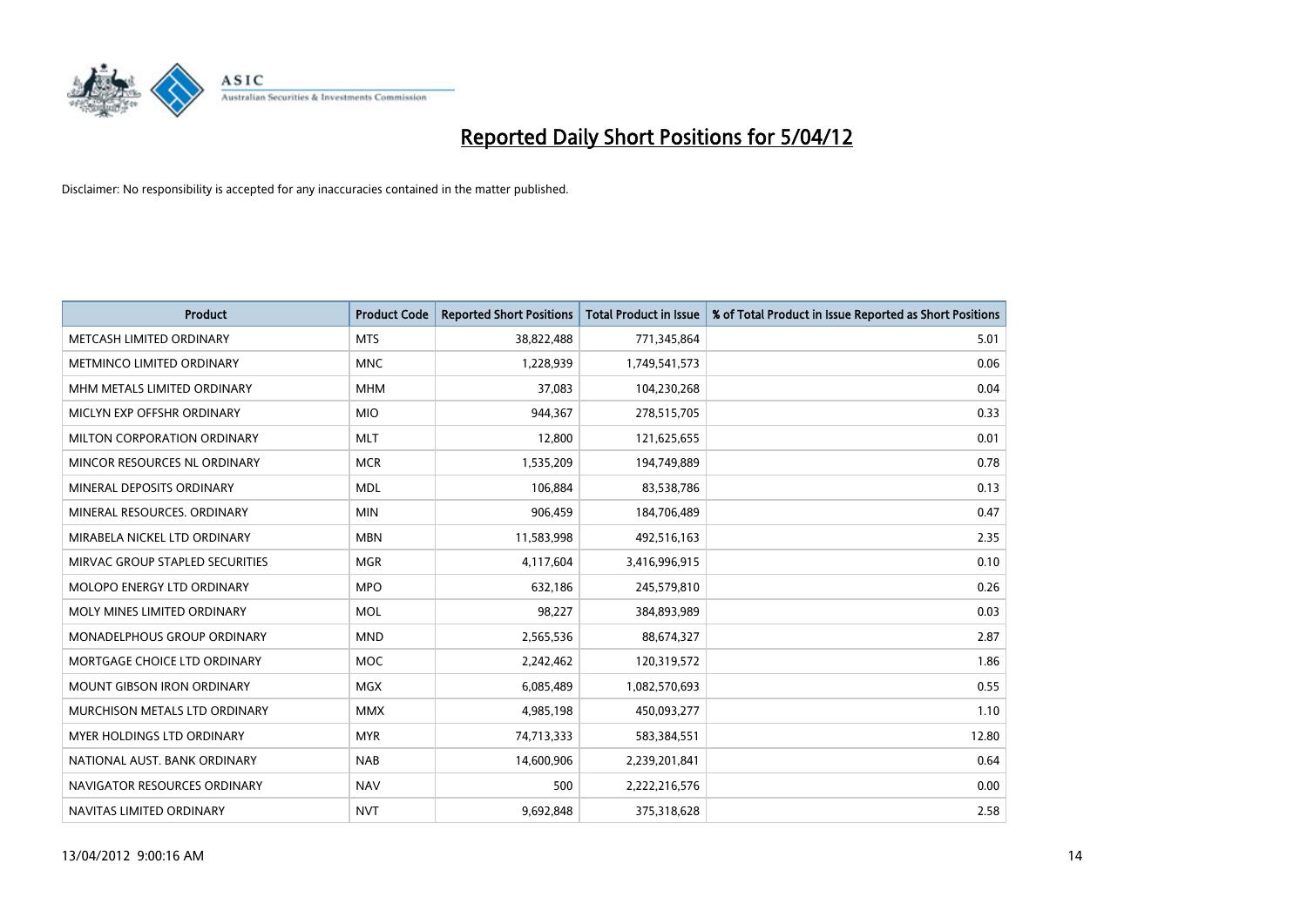# Reported Daily Short Positions for 5/04/12

Disclaimer: No responsibility is accepted for any inaccuracies contained in the matter published.

| Product | Product Code | Reported Short Positions | Total Product in Issue | % of Total Product in Issue Reported as Short Positions |
|---|---|---|---|---|
| METCASH LIMITED ORDINARY | MTS | 38,822,488 | 771,345,864 | 5.01 |
| METMINCO LIMITED ORDINARY | MNC | 1,228,939 | 1,749,541,573 | 0.06 |
| MHM METALS LIMITED ORDINARY | MHM | 37,083 | 104,230,268 | 0.04 |
| MICLYN EXP OFFSHR ORDINARY | MIO | 944,367 | 278,515,705 | 0.33 |
| MILTON CORPORATION ORDINARY | MLT | 12,800 | 121,625,655 | 0.01 |
| MINCOR RESOURCES NL ORDINARY | MCR | 1,535,209 | 194,749,889 | 0.78 |
| MINERAL DEPOSITS ORDINARY | MDL | 106,884 | 83,538,786 | 0.13 |
| MINERAL RESOURCES. ORDINARY | MIN | 906,459 | 184,706,489 | 0.47 |
| MIRABELA NICKEL LTD ORDINARY | MBN | 11,583,998 | 492,516,163 | 2.35 |
| MIRVAC GROUP STAPLED SECURITIES | MGR | 4,117,604 | 3,416,996,915 | 0.10 |
| MOLOPO ENERGY LTD ORDINARY | MPO | 632,186 | 245,579,810 | 0.26 |
| MOLY MINES LIMITED ORDINARY | MOL | 98,227 | 384,893,989 | 0.03 |
| MONADELPHOUS GROUP ORDINARY | MND | 2,565,536 | 88,674,327 | 2.87 |
| MORTGAGE CHOICE LTD ORDINARY | MOC | 2,242,462 | 120,319,572 | 1.86 |
| MOUNT GIBSON IRON ORDINARY | MGX | 6,085,489 | 1,082,570,693 | 0.55 |
| MURCHISON METALS LTD ORDINARY | MMX | 4,985,198 | 450,093,277 | 1.10 |
| MYER HOLDINGS LTD ORDINARY | MYR | 74,713,333 | 583,384,551 | 12.80 |
| NATIONAL AUST. BANK ORDINARY | NAB | 14,600,906 | 2,239,201,841 | 0.64 |
| NAVIGATOR RESOURCES ORDINARY | NAV | 500 | 2,222,216,576 | 0.00 |
| NAVITAS LIMITED ORDINARY | NVT | 9,692,848 | 375,318,628 | 2.58 |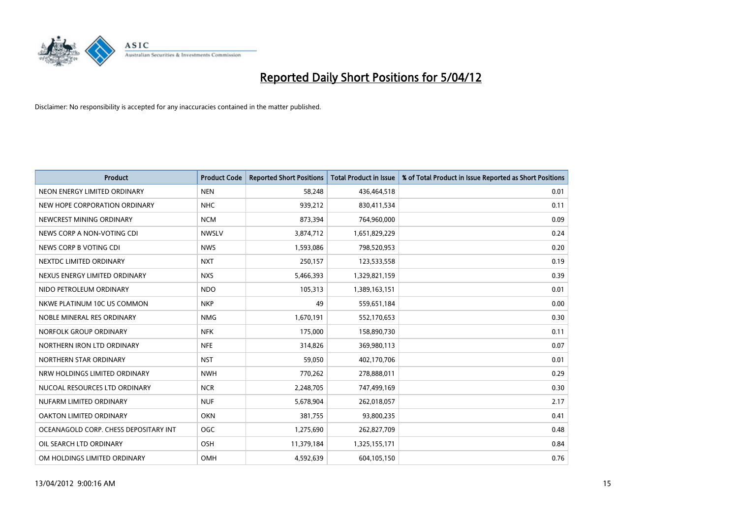# Reported Daily Short Positions for 5/04/12

Disclaimer: No responsibility is accepted for any inaccuracies contained in the matter published.

| Product | Product Code | Reported Short Positions | Total Product in Issue | % of Total Product in Issue Reported as Short Positions |
|---|---|---|---|---|
| NEON ENERGY LIMITED ORDINARY | NEN | 58,248 | 436,464,518 | 0.01 |
| NEW HOPE CORPORATION ORDINARY | NHC | 939,212 | 830,411,534 | 0.11 |
| NEWCREST MINING ORDINARY | NCM | 873,394 | 764,960,000 | 0.09 |
| NEWS CORP A NON-VOTING CDI | NWSLV | 3,874,712 | 1,651,829,229 | 0.24 |
| NEWS CORP B VOTING CDI | NWS | 1,593,086 | 798,520,953 | 0.20 |
| NEXTDC LIMITED ORDINARY | NXT | 250,157 | 123,533,558 | 0.19 |
| NEXUS ENERGY LIMITED ORDINARY | NXS | 5,466,393 | 1,329,821,159 | 0.39 |
| NIDO PETROLEUM ORDINARY | NDO | 105,313 | 1,389,163,151 | 0.01 |
| NKWE PLATINUM 10C US COMMON | NKP | 49 | 559,651,184 | 0.00 |
| NOBLE MINERAL RES ORDINARY | NMG | 1,670,191 | 552,170,653 | 0.30 |
| NORFOLK GROUP ORDINARY | NFK | 175,000 | 158,890,730 | 0.11 |
| NORTHERN IRON LTD ORDINARY | NFE | 314,826 | 369,980,113 | 0.07 |
| NORTHERN STAR ORDINARY | NST | 59,050 | 402,170,706 | 0.01 |
| NRW HOLDINGS LIMITED ORDINARY | NWH | 770,262 | 278,888,011 | 0.29 |
| NUCOAL RESOURCES LTD ORDINARY | NCR | 2,248,705 | 747,499,169 | 0.30 |
| NUFARM LIMITED ORDINARY | NUF | 5,678,904 | 262,018,057 | 2.17 |
| OAKTON LIMITED ORDINARY | OKN | 381,755 | 93,800,235 | 0.41 |
| OCEANAGOLD CORP. CHESS DEPOSITARY INT | OGC | 1,275,690 | 262,827,709 | 0.48 |
| OIL SEARCH LTD ORDINARY | OSH | 11,379,184 | 1,325,155,171 | 0.84 |
| OM HOLDINGS LIMITED ORDINARY | OMH | 4,592,639 | 604,105,150 | 0.76 |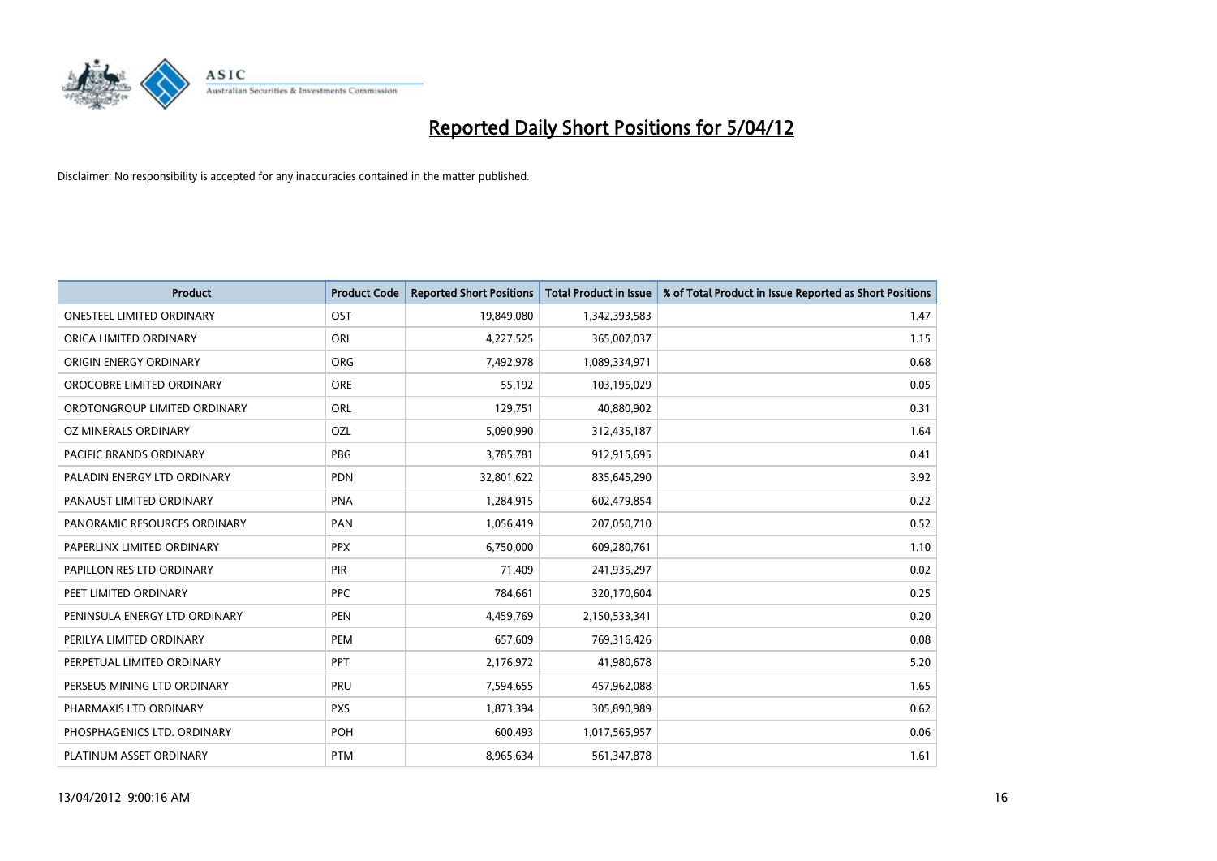# Reported Daily Short Positions for 5/04/12

Disclaimer: No responsibility is accepted for any inaccuracies contained in the matter published.

| Product | Product Code | Reported Short Positions | Total Product in Issue | % of Total Product in Issue Reported as Short Positions |
|---|---|---|---|---|
| ONESTEEL LIMITED ORDINARY | OST | 19,849,080 | 1,342,393,583 | 1.47 |
| ORICA LIMITED ORDINARY | ORI | 4,227,525 | 365,007,037 | 1.15 |
| ORIGIN ENERGY ORDINARY | ORG | 7,492,978 | 1,089,334,971 | 0.68 |
| OROCOBRE LIMITED ORDINARY | ORE | 55,192 | 103,195,029 | 0.05 |
| OROTONGROUP LIMITED ORDINARY | ORL | 129,751 | 40,880,902 | 0.31 |
| OZ MINERALS ORDINARY | OZL | 5,090,990 | 312,435,187 | 1.64 |
| PACIFIC BRANDS ORDINARY | PBG | 3,785,781 | 912,915,695 | 0.41 |
| PALADIN ENERGY LTD ORDINARY | PDN | 32,801,622 | 835,645,290 | 3.92 |
| PANAUST LIMITED ORDINARY | PNA | 1,284,915 | 602,479,854 | 0.22 |
| PANORAMIC RESOURCES ORDINARY | PAN | 1,056,419 | 207,050,710 | 0.52 |
| PAPERLINX LIMITED ORDINARY | PPX | 6,750,000 | 609,280,761 | 1.10 |
| PAPILLON RES LTD ORDINARY | PIR | 71,409 | 241,935,297 | 0.02 |
| PEET LIMITED ORDINARY | PPC | 784,661 | 320,170,604 | 0.25 |
| PENINSULA ENERGY LTD ORDINARY | PEN | 4,459,769 | 2,150,533,341 | 0.20 |
| PERILYA LIMITED ORDINARY | PEM | 657,609 | 769,316,426 | 0.08 |
| PERPETUAL LIMITED ORDINARY | PPT | 2,176,972 | 41,980,678 | 5.20 |
| PERSEUS MINING LTD ORDINARY | PRU | 7,594,655 | 457,962,088 | 1.65 |
| PHARMAXIS LTD ORDINARY | PXS | 1,873,394 | 305,890,989 | 0.62 |
| PHOSPHAGENICS LTD. ORDINARY | POH | 600,493 | 1,017,565,957 | 0.06 |
| PLATINUM ASSET ORDINARY | PTM | 8,965,634 | 561,347,878 | 1.61 |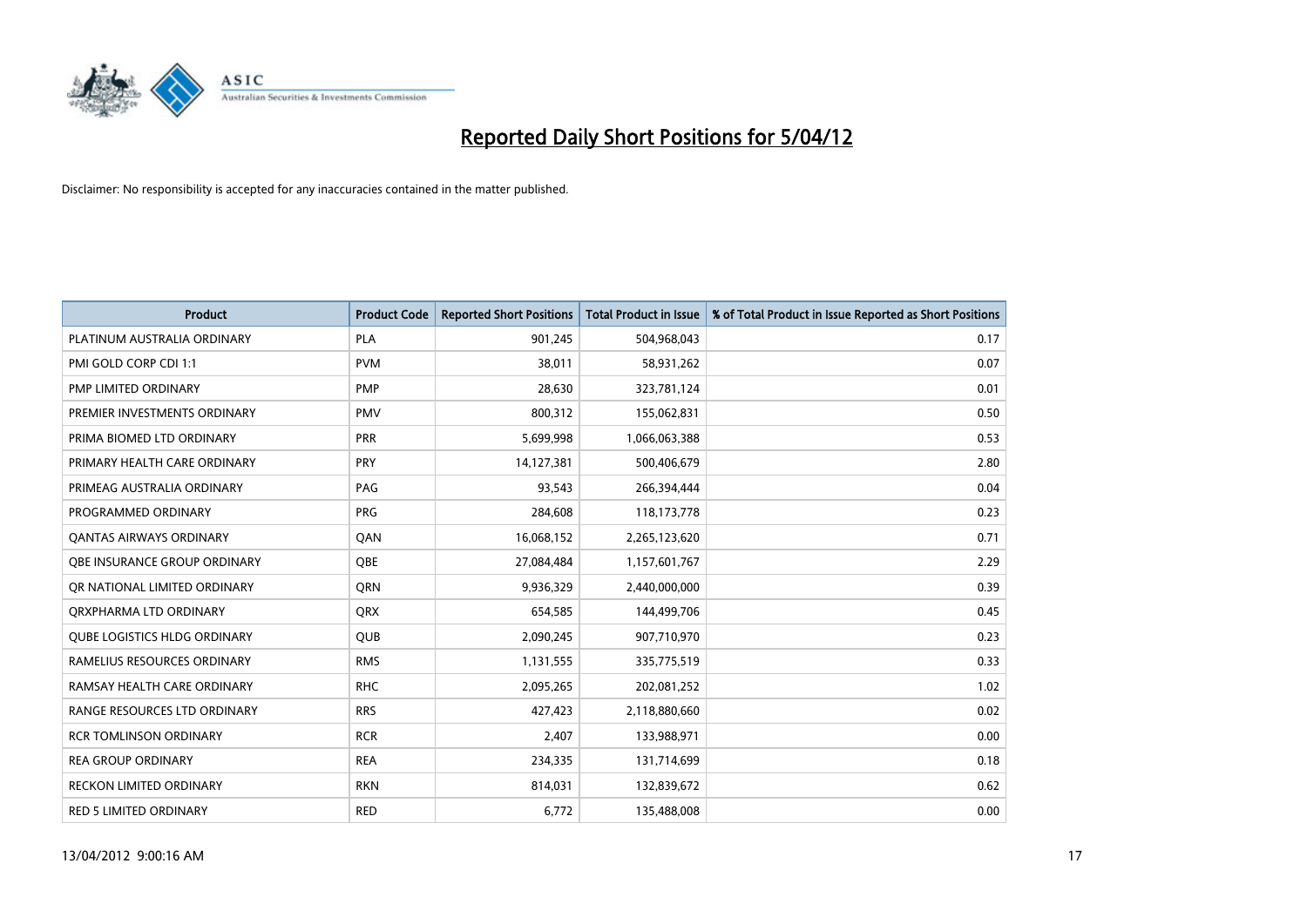# Reported Daily Short Positions for 5/04/12

Disclaimer: No responsibility is accepted for any inaccuracies contained in the matter published.

| Product | Product Code | Reported Short Positions | Total Product in Issue | % of Total Product in Issue Reported as Short Positions |
|---|---|---|---|---|
| PLATINUM AUSTRALIA ORDINARY | PLA | 901,245 | 504,968,043 | 0.17 |
| PMI GOLD CORP CDI 1:1 | PVM | 38,011 | 58,931,262 | 0.07 |
| PMP LIMITED ORDINARY | PMP | 28,630 | 323,781,124 | 0.01 |
| PREMIER INVESTMENTS ORDINARY | PMV | 800,312 | 155,062,831 | 0.50 |
| PRIMA BIOMED LTD ORDINARY | PRR | 5,699,998 | 1,066,063,388 | 0.53 |
| PRIMARY HEALTH CARE ORDINARY | PRY | 14,127,381 | 500,406,679 | 2.80 |
| PRIMEAG AUSTRALIA ORDINARY | PAG | 93,543 | 266,394,444 | 0.04 |
| PROGRAMMED ORDINARY | PRG | 284,608 | 118,173,778 | 0.23 |
| QANTAS AIRWAYS ORDINARY | QAN | 16,068,152 | 2,265,123,620 | 0.71 |
| QBE INSURANCE GROUP ORDINARY | QBE | 27,084,484 | 1,157,601,767 | 2.29 |
| QR NATIONAL LIMITED ORDINARY | QRN | 9,936,329 | 2,440,000,000 | 0.39 |
| QRXPHARMA LTD ORDINARY | QRX | 654,585 | 144,499,706 | 0.45 |
| QUBE LOGISTICS HLDG ORDINARY | QUB | 2,090,245 | 907,710,970 | 0.23 |
| RAMELIUS RESOURCES ORDINARY | RMS | 1,131,555 | 335,775,519 | 0.33 |
| RAMSAY HEALTH CARE ORDINARY | RHC | 2,095,265 | 202,081,252 | 1.02 |
| RANGE RESOURCES LTD ORDINARY | RRS | 427,423 | 2,118,880,660 | 0.02 |
| RCR TOMLINSON ORDINARY | RCR | 2,407 | 133,988,971 | 0.00 |
| REA GROUP ORDINARY | REA | 234,335 | 131,714,699 | 0.18 |
| RECKON LIMITED ORDINARY | RKN | 814,031 | 132,839,672 | 0.62 |
| RED 5 LIMITED ORDINARY | RED | 6,772 | 135,488,008 | 0.00 |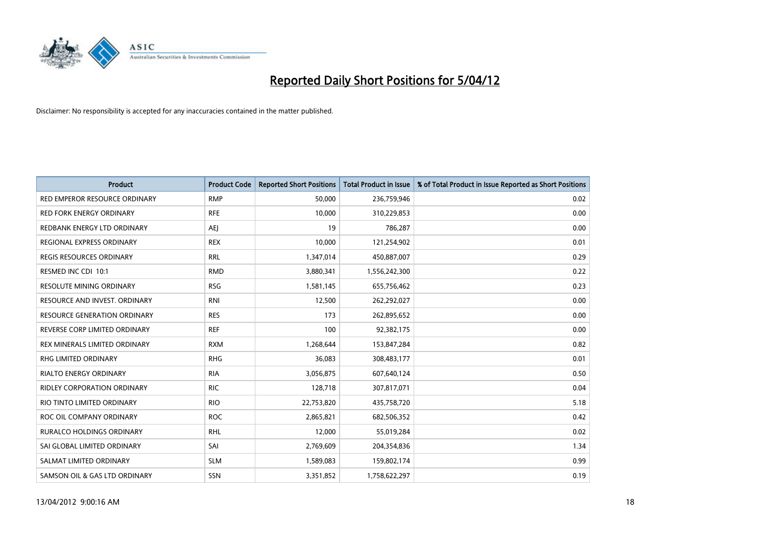# Reported Daily Short Positions for 5/04/12

Disclaimer: No responsibility is accepted for any inaccuracies contained in the matter published.

| Product | Product Code | Reported Short Positions | Total Product in Issue | % of Total Product in Issue Reported as Short Positions |
|---|---|---|---|---|
| RED EMPEROR RESOURCE ORDINARY | RMP | 50,000 | 236,759,946 | 0.02 |
| RED FORK ENERGY ORDINARY | RFE | 10,000 | 310,229,853 | 0.00 |
| REDBANK ENERGY LTD ORDINARY | AEJ | 19 | 786,287 | 0.00 |
| REGIONAL EXPRESS ORDINARY | REX | 10,000 | 121,254,902 | 0.01 |
| REGIS RESOURCES ORDINARY | RRL | 1,347,014 | 450,887,007 | 0.29 |
| RESMED INC CDI 10:1 | RMD | 3,880,341 | 1,556,242,300 | 0.22 |
| RESOLUTE MINING ORDINARY | RSG | 1,581,145 | 655,756,462 | 0.23 |
| RESOURCE AND INVEST. ORDINARY | RNI | 12,500 | 262,292,027 | 0.00 |
| RESOURCE GENERATION ORDINARY | RES | 173 | 262,895,652 | 0.00 |
| REVERSE CORP LIMITED ORDINARY | REF | 100 | 92,382,175 | 0.00 |
| REX MINERALS LIMITED ORDINARY | RXM | 1,268,644 | 153,847,284 | 0.82 |
| RHG LIMITED ORDINARY | RHG | 36,083 | 308,483,177 | 0.01 |
| RIALTO ENERGY ORDINARY | RIA | 3,056,875 | 607,640,124 | 0.50 |
| RIDLEY CORPORATION ORDINARY | RIC | 128,718 | 307,817,071 | 0.04 |
| RIO TINTO LIMITED ORDINARY | RIO | 22,753,820 | 435,758,720 | 5.18 |
| ROC OIL COMPANY ORDINARY | ROC | 2,865,821 | 682,506,352 | 0.42 |
| RURALCO HOLDINGS ORDINARY | RHL | 12,000 | 55,019,284 | 0.02 |
| SAI GLOBAL LIMITED ORDINARY | SAI | 2,769,609 | 204,354,836 | 1.34 |
| SALMAT LIMITED ORDINARY | SLM | 1,589,083 | 159,802,174 | 0.99 |
| SAMSON OIL & GAS LTD ORDINARY | SSN | 3,351,852 | 1,758,622,297 | 0.19 |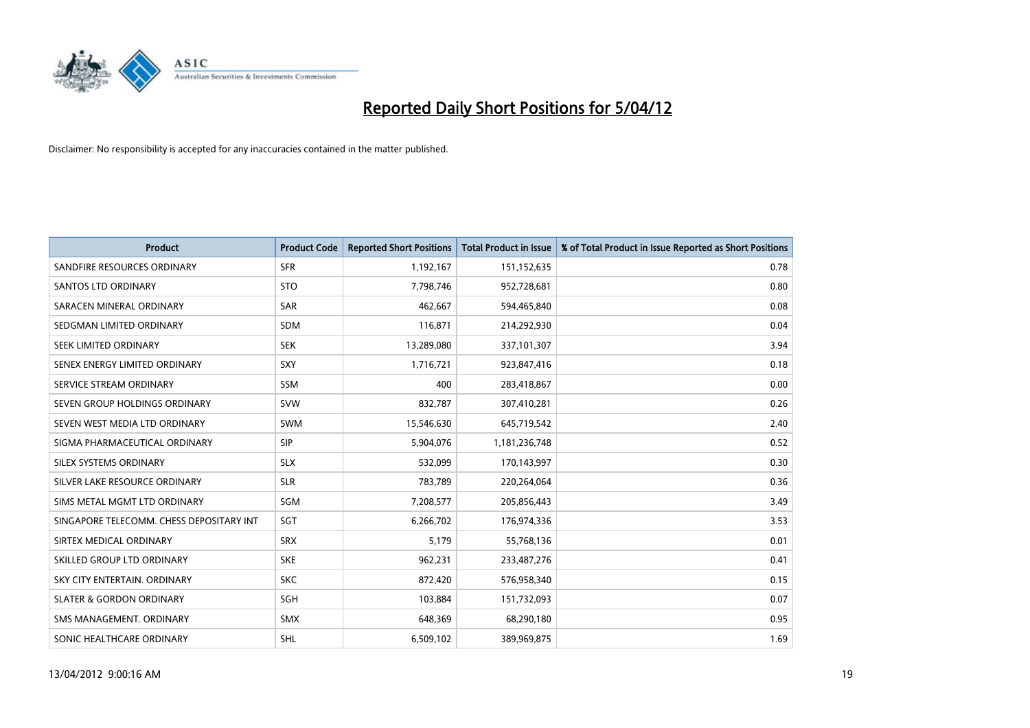# Reported Daily Short Positions for 5/04/12

Disclaimer: No responsibility is accepted for any inaccuracies contained in the matter published.

| Product | Product Code | Reported Short Positions | Total Product in Issue | % of Total Product in Issue Reported as Short Positions |
|---|---|---|---|---|
| SANDFIRE RESOURCES ORDINARY | SFR | 1,192,167 | 151,152,635 | 0.78 |
| SANTOS LTD ORDINARY | STO | 7,798,746 | 952,728,681 | 0.80 |
| SARACEN MINERAL ORDINARY | SAR | 462,667 | 594,465,840 | 0.08 |
| SEDGMAN LIMITED ORDINARY | SDM | 116,871 | 214,292,930 | 0.04 |
| SEEK LIMITED ORDINARY | SEK | 13,289,080 | 337,101,307 | 3.94 |
| SENEX ENERGY LIMITED ORDINARY | SXY | 1,716,721 | 923,847,416 | 0.18 |
| SERVICE STREAM ORDINARY | SSM | 400 | 283,418,867 | 0.00 |
| SEVEN GROUP HOLDINGS ORDINARY | SVW | 832,787 | 307,410,281 | 0.26 |
| SEVEN WEST MEDIA LTD ORDINARY | SWM | 15,546,630 | 645,719,542 | 2.40 |
| SIGMA PHARMACEUTICAL ORDINARY | SIP | 5,904,076 | 1,181,236,748 | 0.52 |
| SILEX SYSTEMS ORDINARY | SLX | 532,099 | 170,143,997 | 0.30 |
| SILVER LAKE RESOURCE ORDINARY | SLR | 783,789 | 220,264,064 | 0.36 |
| SIMS METAL MGMT LTD ORDINARY | SGM | 7,208,577 | 205,856,443 | 3.49 |
| SINGAPORE TELECOMM. CHESS DEPOSITARY INT | SGT | 6,266,702 | 176,974,336 | 3.53 |
| SIRTEX MEDICAL ORDINARY | SRX | 5,179 | 55,768,136 | 0.01 |
| SKILLED GROUP LTD ORDINARY | SKE | 962,231 | 233,487,276 | 0.41 |
| SKY CITY ENTERTAIN. ORDINARY | SKC | 872,420 | 576,958,340 | 0.15 |
| SLATER & GORDON ORDINARY | SGH | 103,884 | 151,732,093 | 0.07 |
| SMS MANAGEMENT. ORDINARY | SMX | 648,369 | 68,290,180 | 0.95 |
| SONIC HEALTHCARE ORDINARY | SHL | 6,509,102 | 389,969,875 | 1.69 |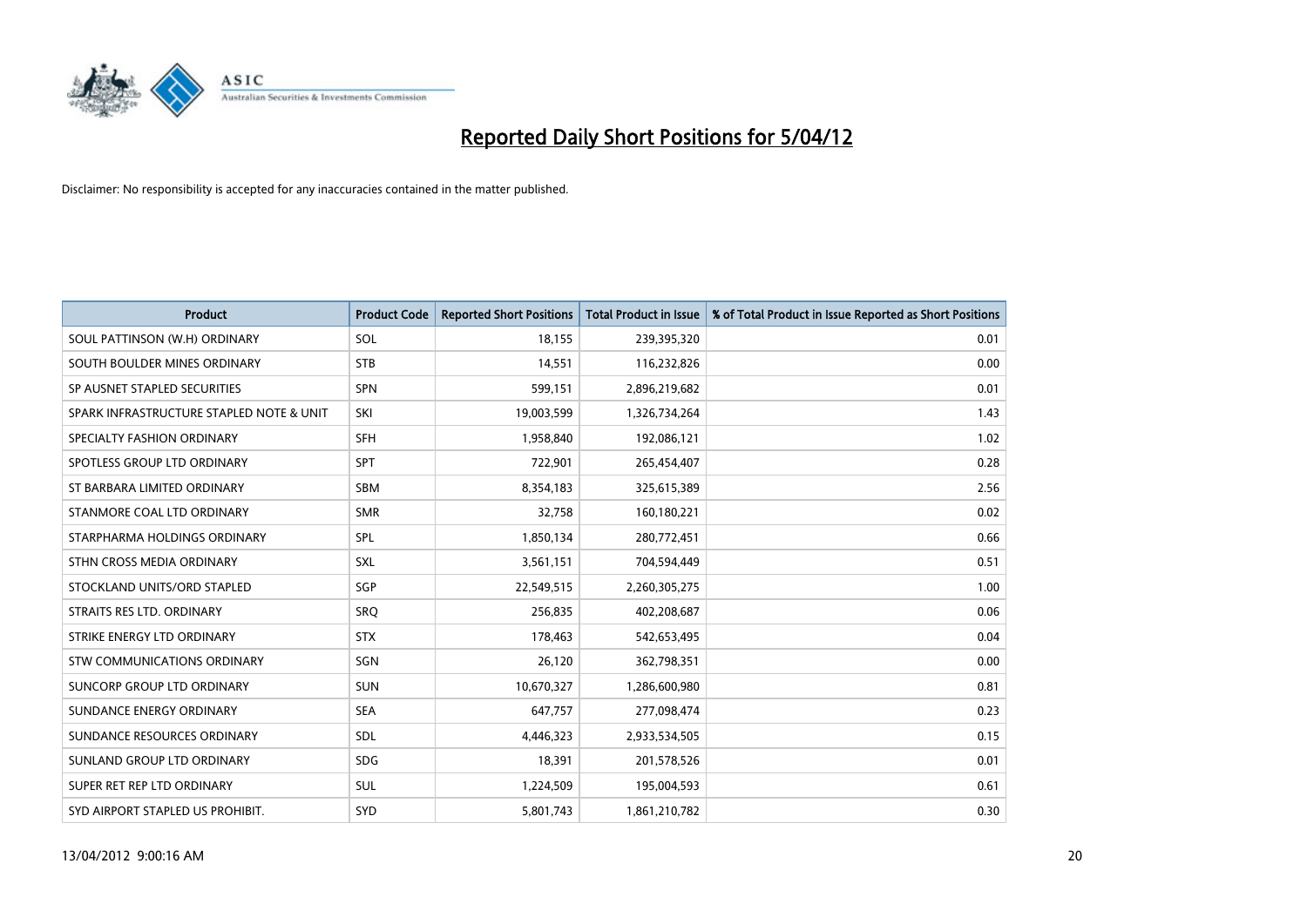# Reported Daily Short Positions for 5/04/12

Disclaimer: No responsibility is accepted for any inaccuracies contained in the matter published.

| Product | Product Code | Reported Short Positions | Total Product in Issue | % of Total Product in Issue Reported as Short Positions |
|---|---|---|---|---|
| SOUL PATTINSON (W.H) ORDINARY | SOL | 18,155 | 239,395,320 | 0.01 |
| SOUTH BOULDER MINES ORDINARY | STB | 14,551 | 116,232,826 | 0.00 |
| SP AUSNET STAPLED SECURITIES | SPN | 599,151 | 2,896,219,682 | 0.01 |
| SPARK INFRASTRUCTURE STAPLED NOTE & UNIT | SKI | 19,003,599 | 1,326,734,264 | 1.43 |
| SPECIALTY FASHION ORDINARY | SFH | 1,958,840 | 192,086,121 | 1.02 |
| SPOTLESS GROUP LTD ORDINARY | SPT | 722,901 | 265,454,407 | 0.28 |
| ST BARBARA LIMITED ORDINARY | SBM | 8,354,183 | 325,615,389 | 2.56 |
| STANMORE COAL LTD ORDINARY | SMR | 32,758 | 160,180,221 | 0.02 |
| STARPHARMA HOLDINGS ORDINARY | SPL | 1,850,134 | 280,772,451 | 0.66 |
| STHN CROSS MEDIA ORDINARY | SXL | 3,561,151 | 704,594,449 | 0.51 |
| STOCKLAND UNITS/ORD STAPLED | SGP | 22,549,515 | 2,260,305,275 | 1.00 |
| STRAITS RES LTD. ORDINARY | SRQ | 256,835 | 402,208,687 | 0.06 |
| STRIKE ENERGY LTD ORDINARY | STX | 178,463 | 542,653,495 | 0.04 |
| STW COMMUNICATIONS ORDINARY | SGN | 26,120 | 362,798,351 | 0.00 |
| SUNCORP GROUP LTD ORDINARY | SUN | 10,670,327 | 1,286,600,980 | 0.81 |
| SUNDANCE ENERGY ORDINARY | SEA | 647,757 | 277,098,474 | 0.23 |
| SUNDANCE RESOURCES ORDINARY | SDL | 4,446,323 | 2,933,534,505 | 0.15 |
| SUNLAND GROUP LTD ORDINARY | SDG | 18,391 | 201,578,526 | 0.01 |
| SUPER RET REP LTD ORDINARY | SUL | 1,224,509 | 195,004,593 | 0.61 |
| SYD AIRPORT STAPLED US PROHIBIT. | SYD | 5,801,743 | 1,861,210,782 | 0.30 |

13/04/2012 9:00:16 AM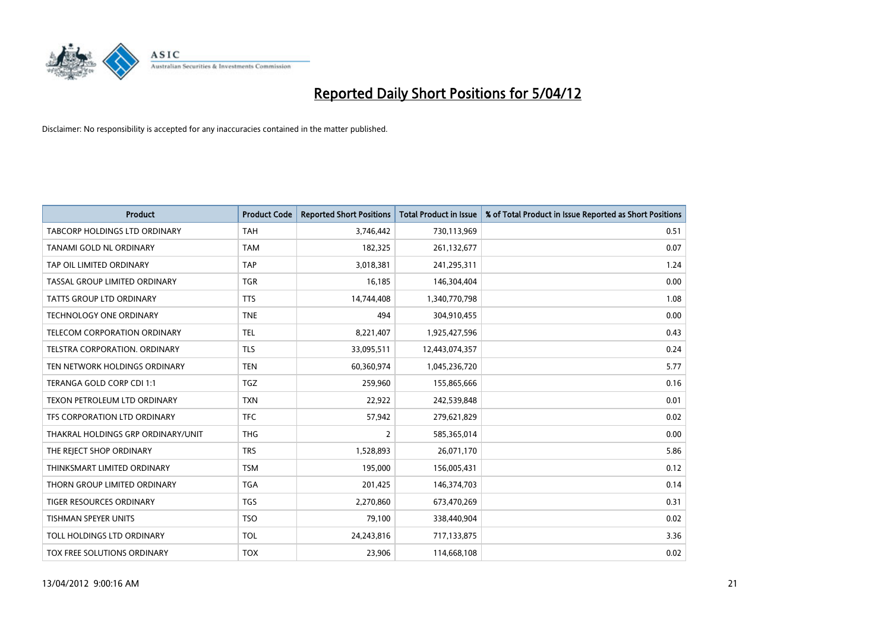# Reported Daily Short Positions for 5/04/12

Disclaimer: No responsibility is accepted for any inaccuracies contained in the matter published.

| Product | Product Code | Reported Short Positions | Total Product in Issue | % of Total Product in Issue Reported as Short Positions |
|---|---|---|---|---|
| TABCORP HOLDINGS LTD ORDINARY | TAH | 3,746,442 | 730,113,969 | 0.51 |
| TANAMI GOLD NL ORDINARY | TAM | 182,325 | 261,132,677 | 0.07 |
| TAP OIL LIMITED ORDINARY | TAP | 3,018,381 | 241,295,311 | 1.24 |
| TASSAL GROUP LIMITED ORDINARY | TGR | 16,185 | 146,304,404 | 0.00 |
| TATTS GROUP LTD ORDINARY | TTS | 14,744,408 | 1,340,770,798 | 1.08 |
| TECHNOLOGY ONE ORDINARY | TNE | 494 | 304,910,455 | 0.00 |
| TELECOM CORPORATION ORDINARY | TEL | 8,221,407 | 1,925,427,596 | 0.43 |
| TELSTRA CORPORATION. ORDINARY | TLS | 33,095,511 | 12,443,074,357 | 0.24 |
| TEN NETWORK HOLDINGS ORDINARY | TEN | 60,360,974 | 1,045,236,720 | 5.77 |
| TERANGA GOLD CORP CDI 1:1 | TGZ | 259,960 | 155,865,666 | 0.16 |
| TEXON PETROLEUM LTD ORDINARY | TXN | 22,922 | 242,539,848 | 0.01 |
| TFS CORPORATION LTD ORDINARY | TFC | 57,942 | 279,621,829 | 0.02 |
| THAKRAL HOLDINGS GRP ORDINARY/UNIT | THG | 2 | 585,365,014 | 0.00 |
| THE REJECT SHOP ORDINARY | TRS | 1,528,893 | 26,071,170 | 5.86 |
| THINKSMART LIMITED ORDINARY | TSM | 195,000 | 156,005,431 | 0.12 |
| THORN GROUP LIMITED ORDINARY | TGA | 201,425 | 146,374,703 | 0.14 |
| TIGER RESOURCES ORDINARY | TGS | 2,270,860 | 673,470,269 | 0.31 |
| TISHMAN SPEYER UNITS | TSO | 79,100 | 338,440,904 | 0.02 |
| TOLL HOLDINGS LTD ORDINARY | TOL | 24,243,816 | 717,133,875 | 3.36 |
| TOX FREE SOLUTIONS ORDINARY | TOX | 23,906 | 114,668,108 | 0.02 |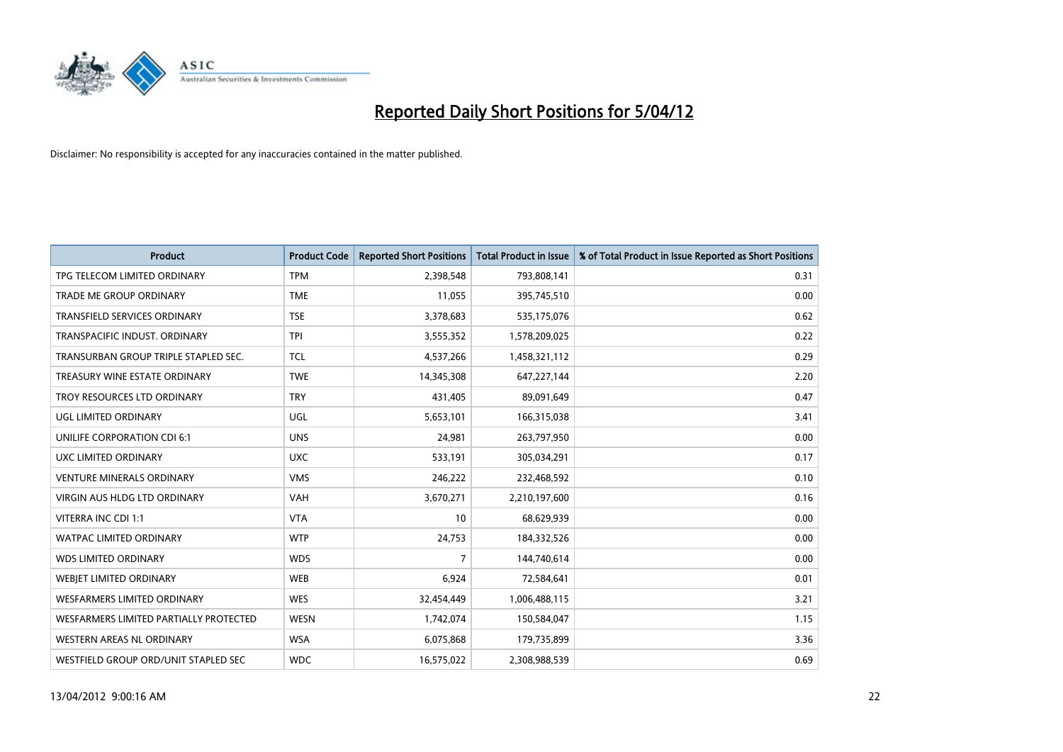# Reported Daily Short Positions for 5/04/12

Disclaimer: No responsibility is accepted for any inaccuracies contained in the matter published.

| Product | Product Code | Reported Short Positions | Total Product in Issue | % of Total Product in Issue Reported as Short Positions |
|---|---|---|---|---|
| TPG TELECOM LIMITED ORDINARY | TPM | 2,398,548 | 793,808,141 | 0.31 |
| TRADE ME GROUP ORDINARY | TME | 11,055 | 395,745,510 | 0.00 |
| TRANSFIELD SERVICES ORDINARY | TSE | 3,378,683 | 535,175,076 | 0.62 |
| TRANSPACIFIC INDUST. ORDINARY | TPI | 3,555,352 | 1,578,209,025 | 0.22 |
| TRANSURBAN GROUP TRIPLE STAPLED SEC. | TCL | 4,537,266 | 1,458,321,112 | 0.29 |
| TREASURY WINE ESTATE ORDINARY | TWE | 14,345,308 | 647,227,144 | 2.20 |
| TROY RESOURCES LTD ORDINARY | TRY | 431,405 | 89,091,649 | 0.47 |
| UGL LIMITED ORDINARY | UGL | 5,653,101 | 166,315,038 | 3.41 |
| UNILIFE CORPORATION CDI 6:1 | UNS | 24,981 | 263,797,950 | 0.00 |
| UXC LIMITED ORDINARY | UXC | 533,191 | 305,034,291 | 0.17 |
| VENTURE MINERALS ORDINARY | VMS | 246,222 | 232,468,592 | 0.10 |
| VIRGIN AUS HLDG LTD ORDINARY | VAH | 3,670,271 | 2,210,197,600 | 0.16 |
| VITERRA INC CDI 1:1 | VTA | 10 | 68,629,939 | 0.00 |
| WATPAC LIMITED ORDINARY | WTP | 24,753 | 184,332,526 | 0.00 |
| WDS LIMITED ORDINARY | WDS | 7 | 144,740,614 | 0.00 |
| WEBJET LIMITED ORDINARY | WEB | 6,924 | 72,584,641 | 0.01 |
| WESFARMERS LIMITED ORDINARY | WES | 32,454,449 | 1,006,488,115 | 3.21 |
| WESFARMERS LIMITED PARTIALLY PROTECTED | WESN | 1,742,074 | 150,584,047 | 1.15 |
| WESTERN AREAS NL ORDINARY | WSA | 6,075,868 | 179,735,899 | 3.36 |
| WESTFIELD GROUP ORD/UNIT STAPLED SEC | WDC | 16,575,022 | 2,308,988,539 | 0.69 |

13/04/2012 9:00:16 AM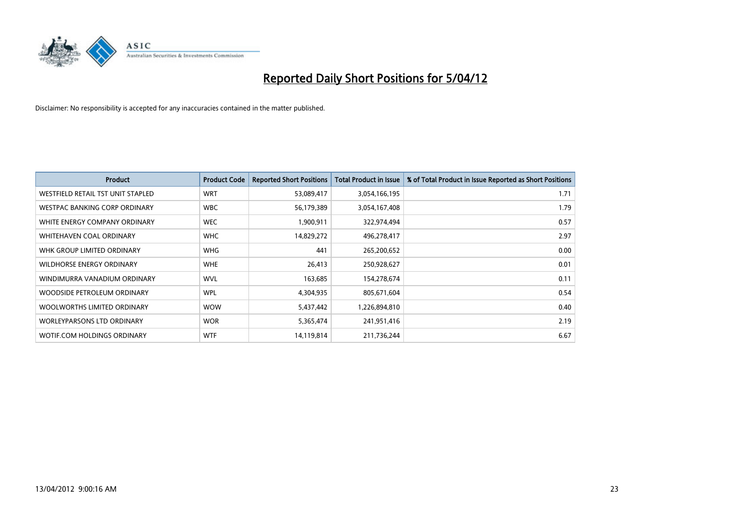# Reported Daily Short Positions for 5/04/12

Disclaimer: No responsibility is accepted for any inaccuracies contained in the matter published.

| Product | Product Code | Reported Short Positions | Total Product in Issue | % of Total Product in Issue Reported as Short Positions |
|---|---|---|---|---|
| WESTFIELD RETAIL TST UNIT STAPLED | WRT | 53,089,417 | 3,054,166,195 | 1.71 |
| WESTPAC BANKING CORP ORDINARY | WBC | 56,179,389 | 3,054,167,408 | 1.79 |
| WHITE ENERGY COMPANY ORDINARY | WEC | 1,900,911 | 322,974,494 | 0.57 |
| WHITEHAVEN COAL ORDINARY | WHC | 14,829,272 | 496,278,417 | 2.97 |
| WHK GROUP LIMITED ORDINARY | WHG | 441 | 265,200,652 | 0.00 |
| WILDHORSE ENERGY ORDINARY | WHE | 26,413 | 250,928,627 | 0.01 |
| WINDIMURRA VANADIUM ORDINARY | WVL | 163,685 | 154,278,674 | 0.11 |
| WOODSIDE PETROLEUM ORDINARY | WPL | 4,304,935 | 805,671,604 | 0.54 |
| WOOLWORTHS LIMITED ORDINARY | WOW | 5,437,442 | 1,226,894,810 | 0.40 |
| WORLEYPARSONS LTD ORDINARY | WOR | 5,365,474 | 241,951,416 | 2.19 |
| WOTIF.COM HOLDINGS ORDINARY | WTF | 14,119,814 | 211,736,244 | 6.67 |

13/04/2012 9:00:16 AM